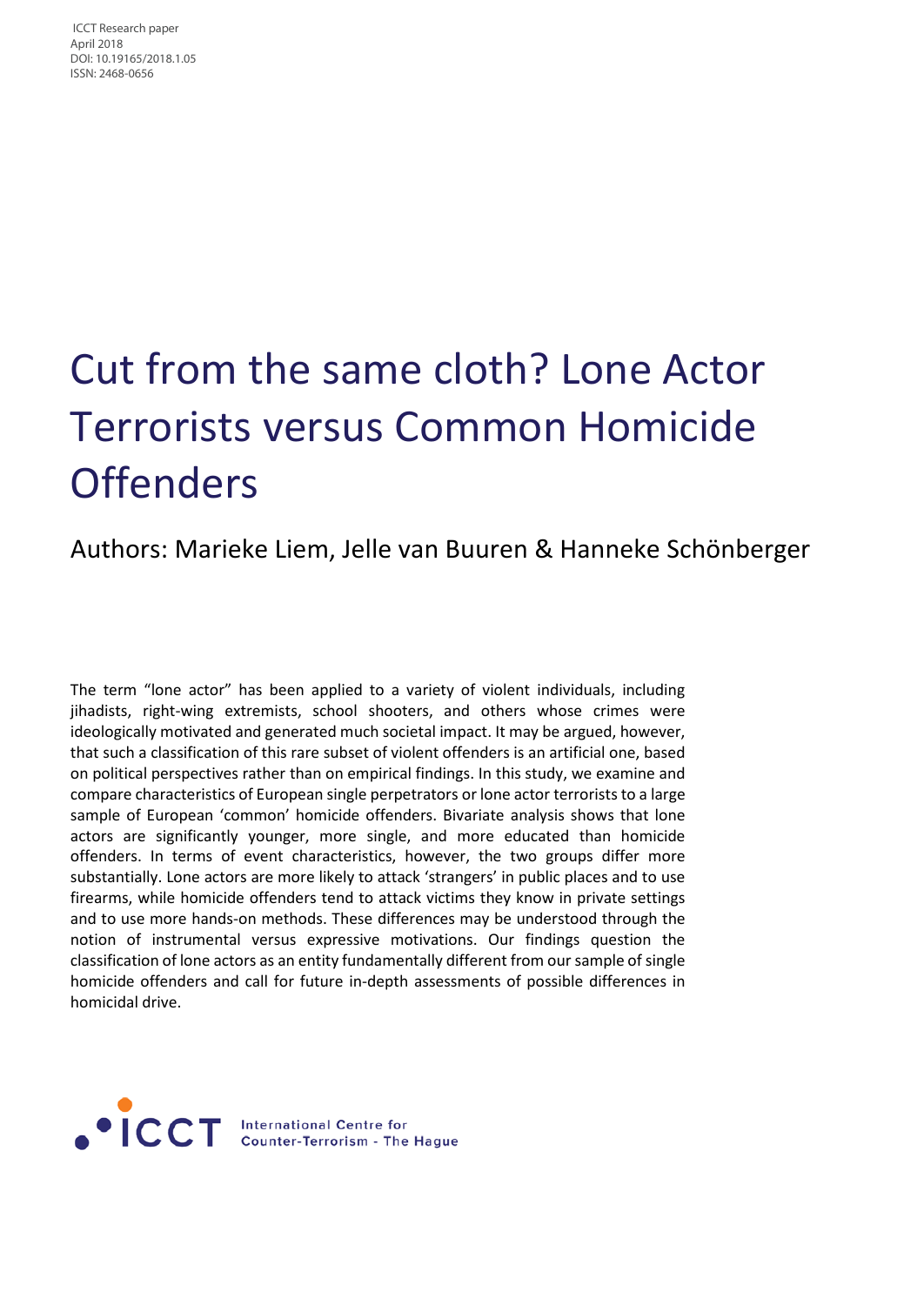ICCT Research paper
April 2018
DOI: 10.19165/2018.1.05
ISSN: 2468-0656

# Cut from the same cloth? Lone Actor Terrorists versus Common Homicide Offenders

## Authors: Marieke Liem, Jelle van Buuren & Hanneke Schönberger

The term "lone actor" has been applied to a variety of violent individuals, including jihadists, right-wing extremists, school shooters, and others whose crimes were ideologically motivated and generated much societal impact. It may be argued, however, that such a classification of this rare subset of violent offenders is an artificial one, based on political perspectives rather than on empirical findings. In this study, we examine and compare characteristics of European single perpetrators or lone actor terrorists to a large sample of European 'common' homicide offenders. Bivariate analysis shows that lone actors are significantly younger, more single, and more educated than homicide offenders. In terms of event characteristics, however, the two groups differ more substantially. Lone actors are more likely to attack 'strangers' in public places and to use firearms, while homicide offenders tend to attack victims they know in private settings and to use more hands-on methods. These differences may be understood through the notion of instrumental versus expressive motivations. Our findings question the classification of lone actors as an entity fundamentally different from our sample of single homicide offenders and call for future in-depth assessments of possible differences in homicidal drive.

ICCT International Centre for Counter-Terrorism - The Hague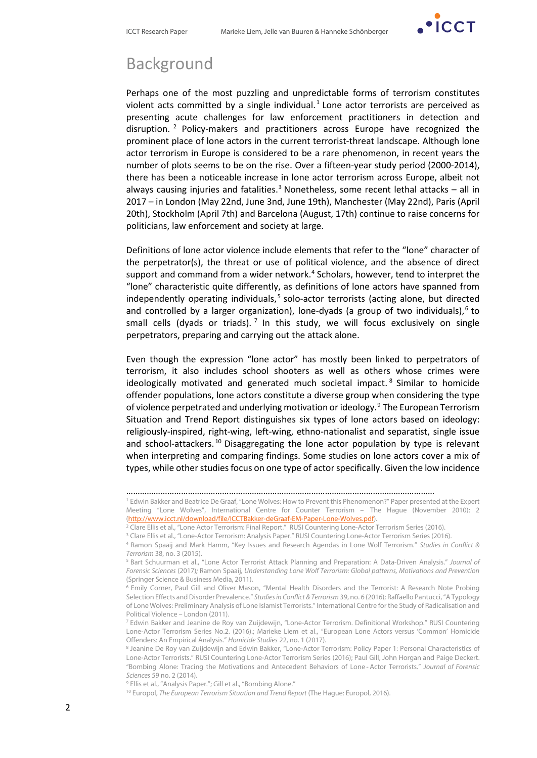## Background

Perhaps one of the most puzzling and unpredictable forms of terrorism constitutes violent acts committed by a single individual.[1] Lone actor terrorists are perceived as presenting acute challenges for law enforcement practitioners in detection and disruption.[2] Policy-makers and practitioners across Europe have recognized the prominent place of lone actors in the current terrorist-threat landscape. Although lone actor terrorism in Europe is considered to be a rare phenomenon, in recent years the number of plots seems to be on the rise. Over a fifteen-year study period (2000-2014), there has been a noticeable increase in lone actor terrorism across Europe, albeit not always causing injuries and fatalities.[3] Nonetheless, some recent lethal attacks – all in 2017 – in London (May 22nd, June 3nd, June 19th), Manchester (May 22nd), Paris (April 20th), Stockholm (April 7th) and Barcelona (August, 17th) continue to raise concerns for politicians, law enforcement and society at large.

Definitions of lone actor violence include elements that refer to the "lone" character of the perpetrator(s), the threat or use of political violence, and the absence of direct support and command from a wider network.[4] Scholars, however, tend to interpret the "lone" characteristic quite differently, as definitions of lone actors have spanned from independently operating individuals,[5] solo-actor terrorists (acting alone, but directed and controlled by a larger organization), lone-dyads (a group of two individuals),[6] to small cells (dyads or triads).[7] In this study, we will focus exclusively on single perpetrators, preparing and carrying out the attack alone.

Even though the expression "lone actor" has mostly been linked to perpetrators of terrorism, it also includes school shooters as well as others whose crimes were ideologically motivated and generated much societal impact.[8] Similar to homicide offender populations, lone actors constitute a diverse group when considering the type of violence perpetrated and underlying motivation or ideology.[9] The European Terrorism Situation and Trend Report distinguishes six types of lone actors based on ideology: religiously-inspired, right-wing, left-wing, ethno-nationalist and separatist, single issue and school-attackers.[10] Disaggregating the lone actor population by type is relevant when interpreting and comparing findings. Some studies on lone actors cover a mix of types, while other studies focus on one type of actor specifically. Given the low incidence

---

[1] Edwin Bakker and Beatrice De Graaf, "Lone Wolves: How to Prevent this Phenomenon?" Paper presented at the Expert Meeting "Lone Wolves", International Centre for Counter Terrorism – The Hague (November 2010): 2 (http://www.icct.nl/download/file/ICCTBakker-deGraaf-EM-Paper-Lone-Wolves.pdf).

[2] Clare Ellis et al., "Lone Actor Terrorism: Final Report." RUSI Countering Lone-Actor Terrorism Series (2016).

[3] Clare Ellis et al., "Lone-Actor Terrorism: Analysis Paper." RUSI Countering Lone-Actor Terrorism Series (2016).

[4] Ramon Spaaij and Mark Hamm, "Key Issues and Research Agendas in Lone Wolf Terrorism." *Studies in Conflict & Terrorism* 38, no. 3 (2015).

[5] Bart Schuurman et al., "Lone Actor Terrorist Attack Planning and Preparation: A Data-Driven Analysis." *Journal of Forensic Sciences* (2017); Ramon Spaaij, *Understanding Lone Wolf Terrorism: Global patterns, Motivations and Prevention* (Springer Science & Business Media, 2011).

[6] Emily Corner, Paul Gill and Oliver Mason, "Mental Health Disorders and the Terrorist: A Research Note Probing Selection Effects and Disorder Prevalence." *Studies in Conflict & Terrorism* 39, no. 6 (2016); Raffaello Pantucci, "A Typology of Lone Wolves: Preliminary Analysis of Lone Islamist Terrorists." International Centre for the Study of Radicalisation and Political Violence – London (2011).

[7] Edwin Bakker and Jeanine de Roy van Zuijdewijn, "Lone-Actor Terrorism. Definitional Workshop." RUSI Countering Lone-Actor Terrorism Series No.2. (2016).; Marieke Liem et al., "European Lone Actors versus 'Common' Homicide Offenders: An Empirical Analysis." *Homicide Studies* 22, no. 1 (2017).

[8] Jeanine De Roy van Zuijdewijn and Edwin Bakker, "Lone-Actor Terrorism: Policy Paper 1: Personal Characteristics of Lone-Actor Terrorists." RUSI Countering Lone-Actor Terrorism Series (2016); Paul Gill, John Horgan and Paige Deckert. "Bombing Alone: Tracing the Motivations and Antecedent Behaviors of Lone‐Actor Terrorists." *Journal of Forensic Sciences* 59 no. 2 (2014).

[9] Ellis et al., "Analysis Paper."; Gill et al., "Bombing Alone."

[10] Europol, *The European Terrorism Situation and Trend Report* (The Hague: Europol, 2016).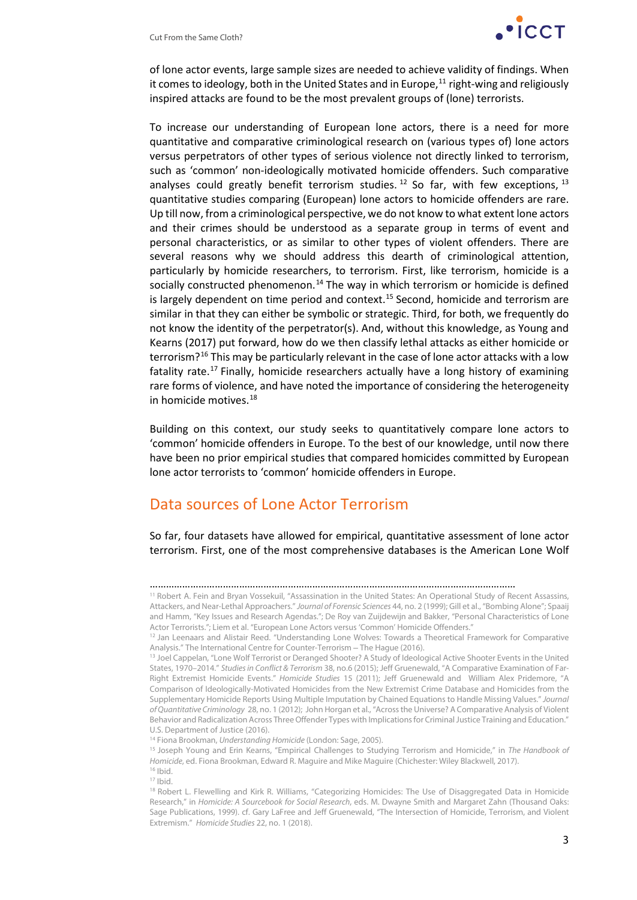of lone actor events, large sample sizes are needed to achieve validity of findings. When it comes to ideology, both in the United States and in Europe,[11] right-wing and religiously inspired attacks are found to be the most prevalent groups of (lone) terrorists.

To increase our understanding of European lone actors, there is a need for more quantitative and comparative criminological research on (various types of) lone actors versus perpetrators of other types of serious violence not directly linked to terrorism, such as 'common' non-ideologically motivated homicide offenders. Such comparative analyses could greatly benefit terrorism studies.[12] So far, with few exceptions,[13] quantitative studies comparing (European) lone actors to homicide offenders are rare. Up till now, from a criminological perspective, we do not know to what extent lone actors and their crimes should be understood as a separate group in terms of event and personal characteristics, or as similar to other types of violent offenders. There are several reasons why we should address this dearth of criminological research, particularly by homicide researchers, to terrorism. First, like terrorism, homicide is a socially constructed phenomenon.[14] The way in which terrorism or homicide is defined is largely dependent on time period and context.[15] Second, homicide and terrorism are similar in that they can either be symbolic or strategic. Third, for both, we frequently do not know the identity of the perpetrator(s). And, without this knowledge, as Young and Kearns (2017) put forward, how do we then classify lethal attacks as either homicide or terrorism?[16] This may be particularly relevant in the case of lone actor attacks with a low fatality rate.[17] Finally, homicide researchers actually have a long history of examining rare forms of violence, and have noted the importance of considering the heterogeneity in homicide motives.[18]

Building on this context, our study seeks to quantitatively compare lone actors to 'common' homicide offenders in Europe. To the best of our knowledge, until now there have been no prior empirical studies that compared homicides committed by European lone actor terrorists to 'common' homicide offenders in Europe.

## Data sources of Lone Actor Terrorism

So far, four datasets have allowed for empirical, quantitative assessment of lone actor terrorism. First, one of the most comprehensive databases is the American Lone Wolf

---

[11] Robert A. Fein and Bryan Vossekuil, "Assassination in the United States: An Operational Study of Recent Assassins, Attackers, and Near-Lethal Approachers." *Journal of Forensic Sciences* 44, no. 2 (1999); Gill et al., "Bombing Alone"; Spaaij and Hamm, "Key Issues and Research Agendas."; De Roy van Zuijdewijn and Bakker, "Personal Characteristics of Lone Actor Terrorists."; Liem et al. "European Lone Actors versus 'Common' Homicide Offenders."

[12] Jan Leenaars and Alistair Reed. "Understanding Lone Wolves: Towards a Theoretical Framework for Comparative Analysis." The International Centre for Counter-Terrorism – The Hague (2016).

[13] Joel Cappelan, "Lone Wolf Terrorist or Deranged Shooter? A Study of Ideological Active Shooter Events in the United States, 1970–2014." *Studies in Conflict & Terrorism* 38, no.6 (2015); Jeff Gruenewald, "A Comparative Examination of Far-Right Extremist Homicide Events." *Homicide Studies* 15 (2011); Jeff Gruenewald and William Alex Pridemore, "A Comparison of Ideologically-Motivated Homicides from the New Extremist Crime Database and Homicides from the Supplementary Homicide Reports Using Multiple Imputation by Chained Equations to Handle Missing Values." *Journal of Quantitative Criminology* 28, no. 1 (2012); John Horgan et al., "Across the Universe? A Comparative Analysis of Violent Behavior and Radicalization Across Three Offender Types with Implications for Criminal Justice Training and Education." U.S. Department of Justice (2016).

[14] Fiona Brookman, *Understanding Homicide* (London: Sage, 2005).

[15] Joseph Young and Erin Kearns, "Empirical Challenges to Studying Terrorism and Homicide," in *The Handbook of Homicide*, ed. Fiona Brookman, Edward R. Maguire and Mike Maguire (Chichester: Wiley Blackwell, 2017).

[16] Ibid.

[17] Ibid.

[18] Robert L. Flewelling and Kirk R. Williams, "Categorizing Homicides: The Use of Disaggregated Data in Homicide Research," in *Homicide: A Sourcebook for Social Research*, eds. M. Dwayne Smith and Margaret Zahn (Thousand Oaks: Sage Publications, 1999). cf. Gary LaFree and Jeff Gruenewald, "The Intersection of Homicide, Terrorism, and Violent Extremism." *Homicide Studies* 22, no. 1 (2018).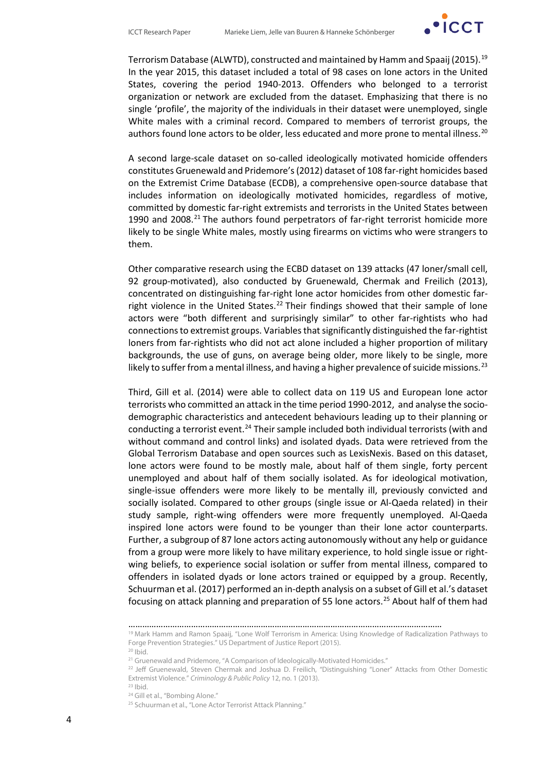Terrorism Database (ALWTD), constructed and maintained by Hamm and Spaaij (2015).[19] In the year 2015, this dataset included a total of 98 cases on lone actors in the United States, covering the period 1940-2013. Offenders who belonged to a terrorist organization or network are excluded from the dataset. Emphasizing that there is no single 'profile', the majority of the individuals in their dataset were unemployed, single White males with a criminal record. Compared to members of terrorist groups, the authors found lone actors to be older, less educated and more prone to mental illness.[20]

A second large-scale dataset on so-called ideologically motivated homicide offenders constitutes Gruenewald and Pridemore's (2012) dataset of 108 far-right homicides based on the Extremist Crime Database (ECDB), a comprehensive open-source database that includes information on ideologically motivated homicides, regardless of motive, committed by domestic far-right extremists and terrorists in the United States between 1990 and 2008.[21] The authors found perpetrators of far-right terrorist homicide more likely to be single White males, mostly using firearms on victims who were strangers to them.

Other comparative research using the ECBD dataset on 139 attacks (47 loner/small cell, 92 group-motivated), also conducted by Gruenewald, Chermak and Freilich (2013), concentrated on distinguishing far-right lone actor homicides from other domestic far-right violence in the United States.[22] Their findings showed that their sample of lone actors were "both different and surprisingly similar" to other far-rightists who had connections to extremist groups. Variables that significantly distinguished the far-rightist loners from far-rightists who did not act alone included a higher proportion of military backgrounds, the use of guns, on average being older, more likely to be single, more likely to suffer from a mental illness, and having a higher prevalence of suicide missions.[23]

Third, Gill et al. (2014) were able to collect data on 119 US and European lone actor terrorists who committed an attack in the time period 1990-2012, and analyse the socio-demographic characteristics and antecedent behaviours leading up to their planning or conducting a terrorist event.[24] Their sample included both individual terrorists (with and without command and control links) and isolated dyads. Data were retrieved from the Global Terrorism Database and open sources such as LexisNexis. Based on this dataset, lone actors were found to be mostly male, about half of them single, forty percent unemployed and about half of them socially isolated. As for ideological motivation, single-issue offenders were more likely to be mentally ill, previously convicted and socially isolated. Compared to other groups (single issue or Al-Qaeda related) in their study sample, right-wing offenders were more frequently unemployed. Al-Qaeda inspired lone actors were found to be younger than their lone actor counterparts. Further, a subgroup of 87 lone actors acting autonomously without any help or guidance from a group were more likely to have military experience, to hold single issue or right-wing beliefs, to experience social isolation or suffer from mental illness, compared to offenders in isolated dyads or lone actors trained or equipped by a group. Recently, Schuurman et al. (2017) performed an in-depth analysis on a subset of Gill et al.'s dataset focusing on attack planning and preparation of 55 lone actors.[25] About half of them had

---

[19] Mark Hamm and Ramon Spaaij, "Lone Wolf Terrorism in America: Using Knowledge of Radicalization Pathways to Forge Prevention Strategies." US Department of Justice Report (2015).

[20] Ibid.

[21] Gruenewald and Pridemore, "A Comparison of Ideologically-Motivated Homicides."

[22] Jeff Gruenewald, Steven Chermak and Joshua D. Freilich, "Distinguishing "Loner" Attacks from Other Domestic Extremist Violence." *Criminology & Public Policy* 12, no. 1 (2013).

[23] Ibid.

[24] Gill et al., "Bombing Alone."

[25] Schuurman et al., "Lone Actor Terrorist Attack Planning."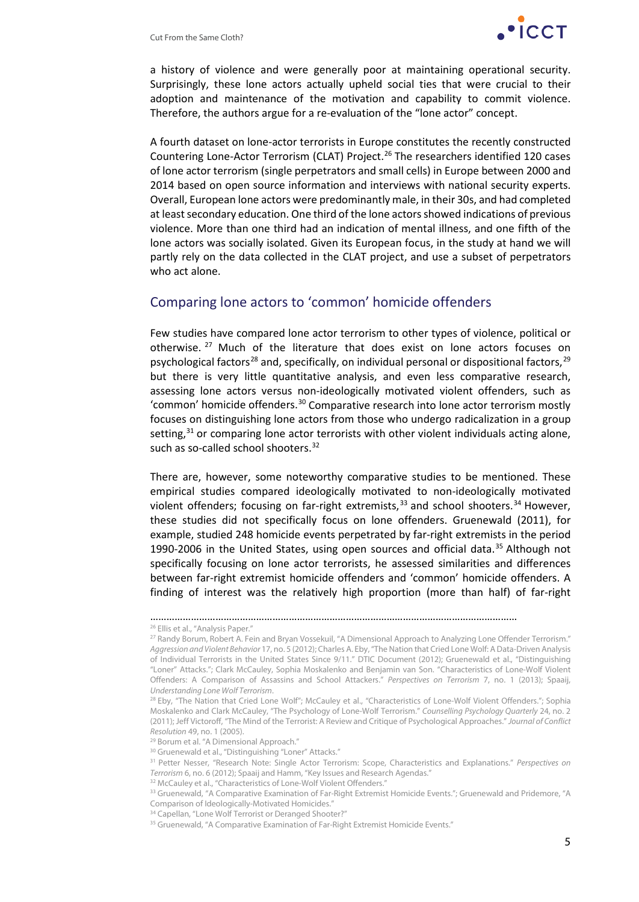a history of violence and were generally poor at maintaining operational security. Surprisingly, these lone actors actually upheld social ties that were crucial to their adoption and maintenance of the motivation and capability to commit violence. Therefore, the authors argue for a re-evaluation of the "lone actor" concept.

A fourth dataset on lone-actor terrorists in Europe constitutes the recently constructed Countering Lone-Actor Terrorism (CLAT) Project.[26] The researchers identified 120 cases of lone actor terrorism (single perpetrators and small cells) in Europe between 2000 and 2014 based on open source information and interviews with national security experts. Overall, European lone actors were predominantly male, in their 30s, and had completed at least secondary education. One third of the lone actors showed indications of previous violence. More than one third had an indication of mental illness, and one fifth of the lone actors was socially isolated. Given its European focus, in the study at hand we will partly rely on the data collected in the CLAT project, and use a subset of perpetrators who act alone.

## Comparing lone actors to 'common' homicide offenders

Few studies have compared lone actor terrorism to other types of violence, political or otherwise.[27] Much of the literature that does exist on lone actors focuses on psychological factors[28] and, specifically, on individual personal or dispositional factors,[29] but there is very little quantitative analysis, and even less comparative research, assessing lone actors versus non-ideologically motivated violent offenders, such as 'common' homicide offenders.[30] Comparative research into lone actor terrorism mostly focuses on distinguishing lone actors from those who undergo radicalization in a group setting,[31] or comparing lone actor terrorists with other violent individuals acting alone, such as so-called school shooters.[32]

There are, however, some noteworthy comparative studies to be mentioned. These empirical studies compared ideologically motivated to non-ideologically motivated violent offenders; focusing on far-right extremists,[33] and school shooters.[34] However, these studies did not specifically focus on lone offenders. Gruenewald (2011), for example, studied 248 homicide events perpetrated by far-right extremists in the period 1990-2006 in the United States, using open sources and official data.[35] Although not specifically focusing on lone actor terrorists, he assessed similarities and differences between far-right extremist homicide offenders and 'common' homicide offenders. A finding of interest was the relatively high proportion (more than half) of far-right

---

[26] Ellis et al., "Analysis Paper."

[27] Randy Borum, Robert A. Fein and Bryan Vossekuil, "A Dimensional Approach to Analyzing Lone Offender Terrorism." *Aggression and Violent Behavior* 17, no. 5 (2012); Charles A. Eby, "The Nation that Cried Lone Wolf: A Data-Driven Analysis of Individual Terrorists in the United States Since 9/11." DTIC Document (2012); Gruenewald et al., "Distinguishing "Loner" Attacks."; Clark McCauley, Sophia Moskalenko and Benjamin van Son. "Characteristics of Lone-Wolf Violent Offenders: A Comparison of Assassins and School Attackers." *Perspectives on Terrorism* 7, no. 1 (2013); Spaaij, *Understanding Lone Wolf Terrorism*.

[28] Eby, "The Nation that Cried Lone Wolf"; McCauley et al., "Characteristics of Lone-Wolf Violent Offenders."; Sophia Moskalenko and Clark McCauley, "The Psychology of Lone-Wolf Terrorism." *Counselling Psychology Quarterly* 24, no. 2 (2011); Jeff Victoroff, "The Mind of the Terrorist: A Review and Critique of Psychological Approaches." *Journal of Conflict Resolution* 49, no. 1 (2005).

[29] Borum et al. "A Dimensional Approach."

[30] Gruenewald et al., "Distinguishing "Loner" Attacks."

[31] Petter Nesser, "Research Note: Single Actor Terrorism: Scope, Characteristics and Explanations." *Perspectives on Terrorism* 6, no. 6 (2012); Spaaij and Hamm, "Key Issues and Research Agendas."

[32] McCauley et al., "Characteristics of Lone-Wolf Violent Offenders."

[33] Gruenewald, "A Comparative Examination of Far-Right Extremist Homicide Events."; Gruenewald and Pridemore, "A Comparison of Ideologically-Motivated Homicides."

[34] Capellan, "Lone Wolf Terrorist or Deranged Shooter?"

[35] Gruenewald, "A Comparative Examination of Far-Right Extremist Homicide Events."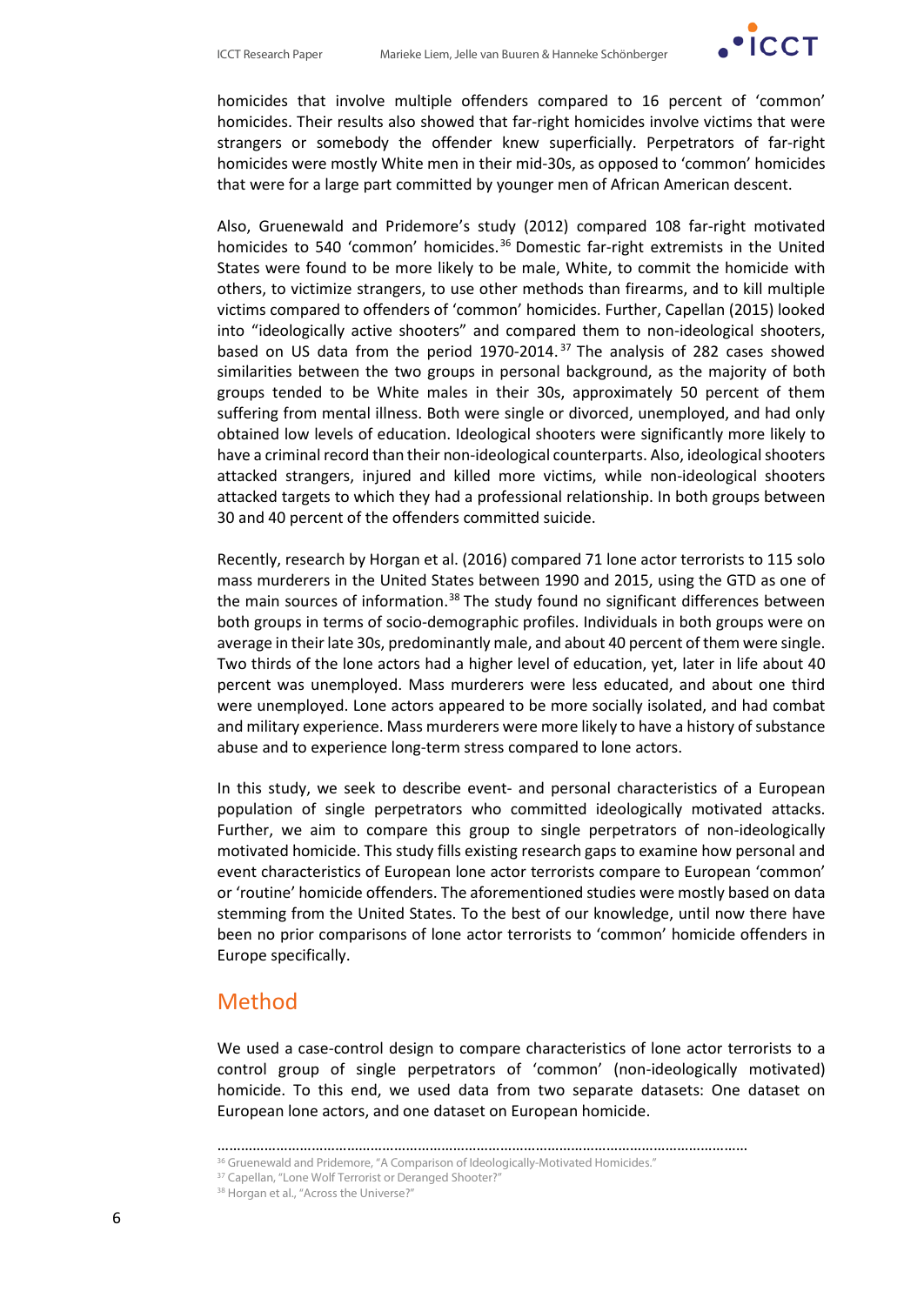homicides that involve multiple offenders compared to 16 percent of 'common' homicides. Their results also showed that far-right homicides involve victims that were strangers or somebody the offender knew superficially. Perpetrators of far-right homicides were mostly White men in their mid-30s, as opposed to 'common' homicides that were for a large part committed by younger men of African American descent.

Also, Gruenewald and Pridemore's study (2012) compared 108 far-right motivated homicides to 540 'common' homicides.[36] Domestic far-right extremists in the United States were found to be more likely to be male, White, to commit the homicide with others, to victimize strangers, to use other methods than firearms, and to kill multiple victims compared to offenders of 'common' homicides. Further, Capellan (2015) looked into "ideologically active shooters" and compared them to non-ideological shooters, based on US data from the period 1970-2014.[37] The analysis of 282 cases showed similarities between the two groups in personal background, as the majority of both groups tended to be White males in their 30s, approximately 50 percent of them suffering from mental illness. Both were single or divorced, unemployed, and had only obtained low levels of education. Ideological shooters were significantly more likely to have a criminal record than their non-ideological counterparts. Also, ideological shooters attacked strangers, injured and killed more victims, while non-ideological shooters attacked targets to which they had a professional relationship. In both groups between 30 and 40 percent of the offenders committed suicide.

Recently, research by Horgan et al. (2016) compared 71 lone actor terrorists to 115 solo mass murderers in the United States between 1990 and 2015, using the GTD as one of the main sources of information.[38] The study found no significant differences between both groups in terms of socio-demographic profiles. Individuals in both groups were on average in their late 30s, predominantly male, and about 40 percent of them were single. Two thirds of the lone actors had a higher level of education, yet, later in life about 40 percent was unemployed. Mass murderers were less educated, and about one third were unemployed. Lone actors appeared to be more socially isolated, and had combat and military experience. Mass murderers were more likely to have a history of substance abuse and to experience long-term stress compared to lone actors.

In this study, we seek to describe event- and personal characteristics of a European population of single perpetrators who committed ideologically motivated attacks. Further, we aim to compare this group to single perpetrators of non-ideologically motivated homicide. This study fills existing research gaps to examine how personal and event characteristics of European lone actor terrorists compare to European 'common' or 'routine' homicide offenders. The aforementioned studies were mostly based on data stemming from the United States. To the best of our knowledge, until now there have been no prior comparisons of lone actor terrorists to 'common' homicide offenders in Europe specifically.

## Method

We used a case-control design to compare characteristics of lone actor terrorists to a control group of single perpetrators of 'common' (non-ideologically motivated) homicide. To this end, we used data from two separate datasets: One dataset on European lone actors, and one dataset on European homicide.

[36] Gruenewald and Pridemore, "A Comparison of Ideologically-Motivated Homicides."
[37] Capellan, "Lone Wolf Terrorist or Deranged Shooter?"
[38] Horgan et al., "Across the Universe?"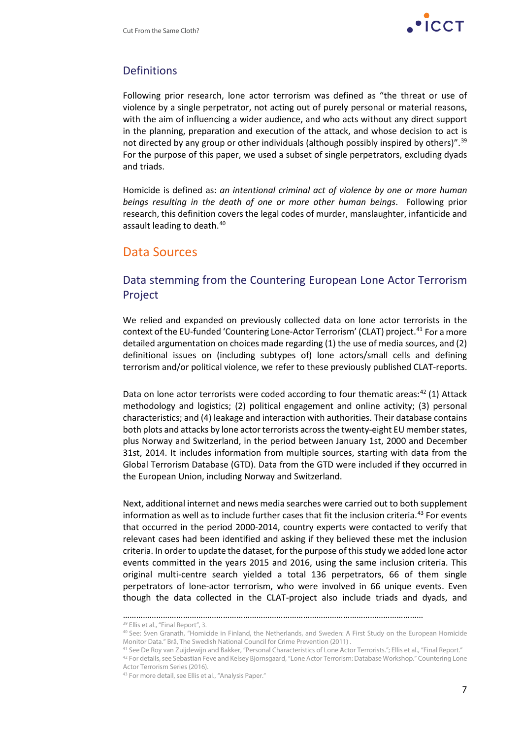## Definitions

Following prior research, lone actor terrorism was defined as "the threat or use of violence by a single perpetrator, not acting out of purely personal or material reasons, with the aim of influencing a wider audience, and who acts without any direct support in the planning, preparation and execution of the attack, and whose decision to act is not directed by any group or other individuals (although possibly inspired by others)".[39] For the purpose of this paper, we used a subset of single perpetrators, excluding dyads and triads.

Homicide is defined as: *an intentional criminal act of violence by one or more human beings resulting in the death of one or more other human beings*. Following prior research, this definition covers the legal codes of murder, manslaughter, infanticide and assault leading to death.[40]

# Data Sources

## Data stemming from the Countering European Lone Actor Terrorism Project

We relied and expanded on previously collected data on lone actor terrorists in the context of the EU-funded 'Countering Lone-Actor Terrorism' (CLAT) project.[41] For a more detailed argumentation on choices made regarding (1) the use of media sources, and (2) definitional issues on (including subtypes of) lone actors/small cells and defining terrorism and/or political violence, we refer to these previously published CLAT-reports.

Data on lone actor terrorists were coded according to four thematic areas:[42] (1) Attack methodology and logistics; (2) political engagement and online activity; (3) personal characteristics; and (4) leakage and interaction with authorities. Their database contains both plots and attacks by lone actor terrorists across the twenty-eight EU member states, plus Norway and Switzerland, in the period between January 1st, 2000 and December 31st, 2014. It includes information from multiple sources, starting with data from the Global Terrorism Database (GTD). Data from the GTD were included if they occurred in the European Union, including Norway and Switzerland.

Next, additional internet and news media searches were carried out to both supplement information as well as to include further cases that fit the inclusion criteria.[43] For events that occurred in the period 2000-2014, country experts were contacted to verify that relevant cases had been identified and asking if they believed these met the inclusion criteria. In order to update the dataset, for the purpose of this study we added lone actor events committed in the years 2015 and 2016, using the same inclusion criteria. This original multi-centre search yielded a total 136 perpetrators, 66 of them single perpetrators of lone-actor terrorism, who were involved in 66 unique events. Even though the data collected in the CLAT-project also include triads and dyads, and

---

[39] Ellis et al., "Final Report", 3.

[40] See: Sven Granath, "Homicide in Finland, the Netherlands, and Sweden: A First Study on the European Homicide Monitor Data." Brå, The Swedish National Council for Crime Prevention (2011) .

[41] See De Roy van Zuijdewijn and Bakker, "Personal Characteristics of Lone Actor Terrorists."; Ellis et al., "Final Report."

[42] For details, see Sebastian Feve and Kelsey Bjornsgaard, "Lone Actor Terrorism: Database Workshop." Countering Lone Actor Terrorism Series (2016).

[43] For more detail, see Ellis et al., "Analysis Paper."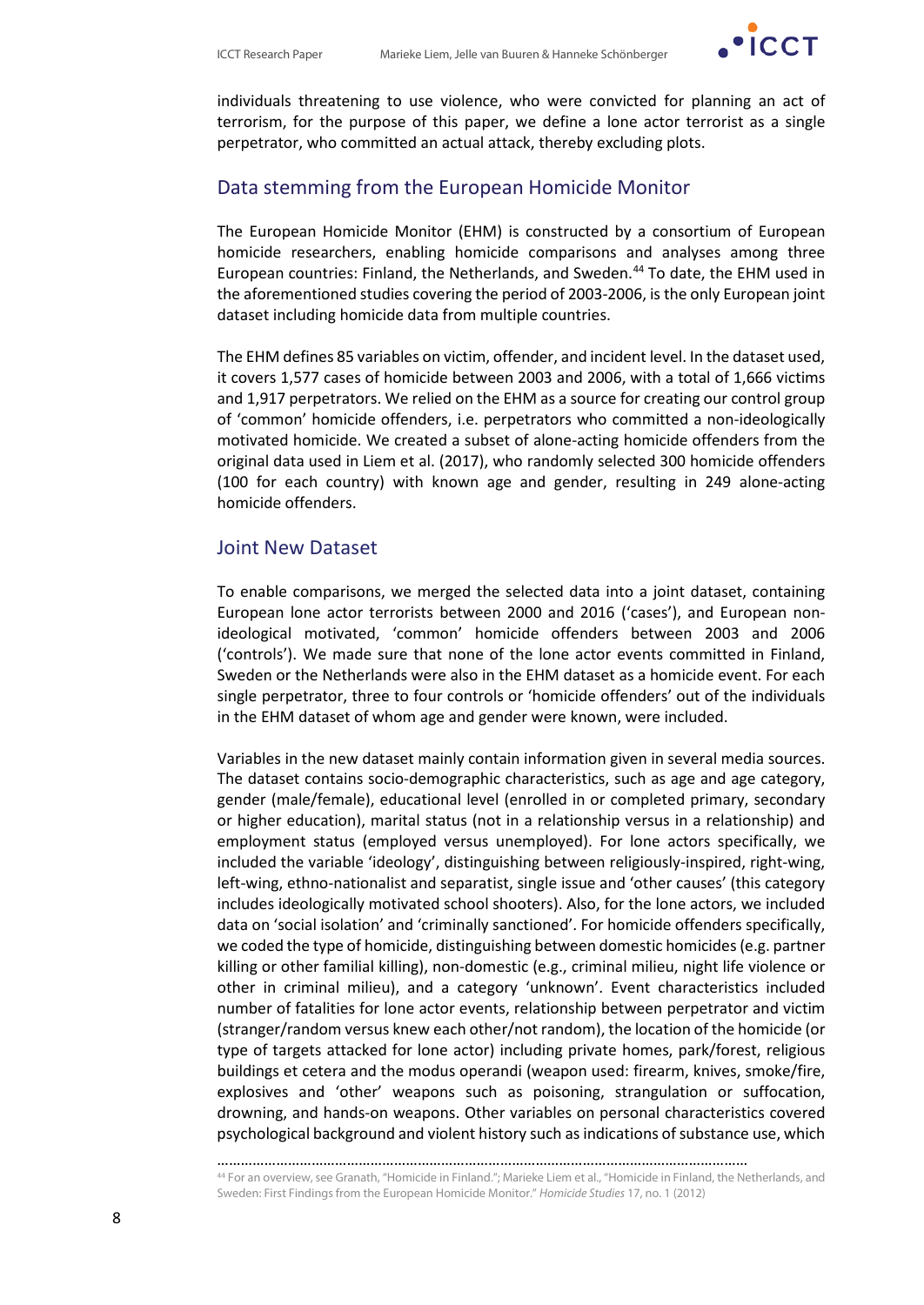individuals threatening to use violence, who were convicted for planning an act of terrorism, for the purpose of this paper, we define a lone actor terrorist as a single perpetrator, who committed an actual attack, thereby excluding plots.

## Data stemming from the European Homicide Monitor

The European Homicide Monitor (EHM) is constructed by a consortium of European homicide researchers, enabling homicide comparisons and analyses among three European countries: Finland, the Netherlands, and Sweden.[44] To date, the EHM used in the aforementioned studies covering the period of 2003-2006, is the only European joint dataset including homicide data from multiple countries.

The EHM defines 85 variables on victim, offender, and incident level. In the dataset used, it covers 1,577 cases of homicide between 2003 and 2006, with a total of 1,666 victims and 1,917 perpetrators. We relied on the EHM as a source for creating our control group of 'common' homicide offenders, i.e. perpetrators who committed a non-ideologically motivated homicide. We created a subset of alone-acting homicide offenders from the original data used in Liem et al. (2017), who randomly selected 300 homicide offenders (100 for each country) with known age and gender, resulting in 249 alone-acting homicide offenders.

## Joint New Dataset

To enable comparisons, we merged the selected data into a joint dataset, containing European lone actor terrorists between 2000 and 2016 ('cases'), and European non-ideological motivated, 'common' homicide offenders between 2003 and 2006 ('controls'). We made sure that none of the lone actor events committed in Finland, Sweden or the Netherlands were also in the EHM dataset as a homicide event. For each single perpetrator, three to four controls or 'homicide offenders' out of the individuals in the EHM dataset of whom age and gender were known, were included.

Variables in the new dataset mainly contain information given in several media sources. The dataset contains socio-demographic characteristics, such as age and age category, gender (male/female), educational level (enrolled in or completed primary, secondary or higher education), marital status (not in a relationship versus in a relationship) and employment status (employed versus unemployed). For lone actors specifically, we included the variable 'ideology', distinguishing between religiously-inspired, right-wing, left-wing, ethno-nationalist and separatist, single issue and 'other causes' (this category includes ideologically motivated school shooters). Also, for the lone actors, we included data on 'social isolation' and 'criminally sanctioned'. For homicide offenders specifically, we coded the type of homicide, distinguishing between domestic homicides (e.g. partner killing or other familial killing), non-domestic (e.g., criminal milieu, night life violence or other in criminal milieu), and a category 'unknown'. Event characteristics included number of fatalities for lone actor events, relationship between perpetrator and victim (stranger/random versus knew each other/not random), the location of the homicide (or type of targets attacked for lone actor) including private homes, park/forest, religious buildings et cetera and the modus operandi (weapon used: firearm, knives, smoke/fire, explosives and 'other' weapons such as poisoning, strangulation or suffocation, drowning, and hands-on weapons. Other variables on personal characteristics covered psychological background and violent history such as indications of substance use, which

[44] For an overview, see Granath, "Homicide in Finland."; Marieke Liem et al., "Homicide in Finland, the Netherlands, and Sweden: First Findings from the European Homicide Monitor." *Homicide Studies* 17, no. 1 (2012)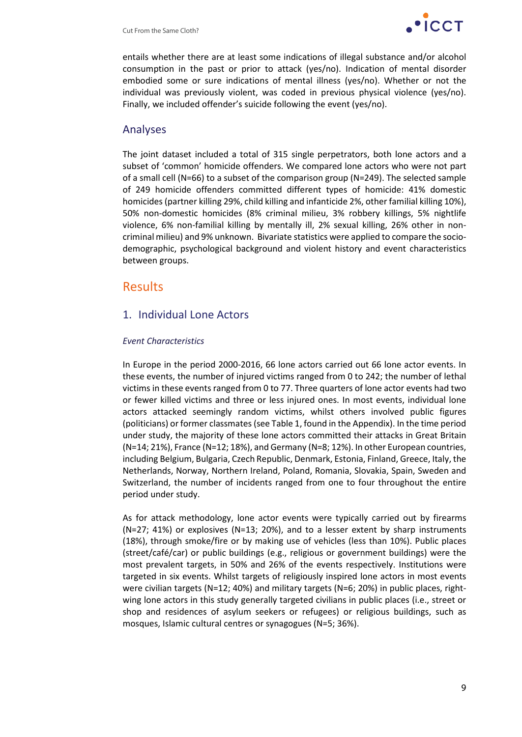entails whether there are at least some indications of illegal substance and/or alcohol consumption in the past or prior to attack (yes/no). Indication of mental disorder embodied some or sure indications of mental illness (yes/no). Whether or not the individual was previously violent, was coded in previous physical violence (yes/no). Finally, we included offender's suicide following the event (yes/no).

## Analyses

The joint dataset included a total of 315 single perpetrators, both lone actors and a subset of 'common' homicide offenders. We compared lone actors who were not part of a small cell (N=66) to a subset of the comparison group (N=249). The selected sample of 249 homicide offenders committed different types of homicide: 41% domestic homicides (partner killing 29%, child killing and infanticide 2%, other familial killing 10%), 50% non-domestic homicides (8% criminal milieu, 3% robbery killings, 5% nightlife violence, 6% non-familial killing by mentally ill, 2% sexual killing, 26% other in non-criminal milieu) and 9% unknown. Bivariate statistics were applied to compare the socio-demographic, psychological background and violent history and event characteristics between groups.

# Results

## 1. Individual Lone Actors

*Event Characteristics*

In Europe in the period 2000-2016, 66 lone actors carried out 66 lone actor events. In these events, the number of injured victims ranged from 0 to 242; the number of lethal victims in these events ranged from 0 to 77. Three quarters of lone actor events had two or fewer killed victims and three or less injured ones. In most events, individual lone actors attacked seemingly random victims, whilst others involved public figures (politicians) or former classmates (see Table 1, found in the Appendix). In the time period under study, the majority of these lone actors committed their attacks in Great Britain (N=14; 21%), France (N=12; 18%), and Germany (N=8; 12%). In other European countries, including Belgium, Bulgaria, Czech Republic, Denmark, Estonia, Finland, Greece, Italy, the Netherlands, Norway, Northern Ireland, Poland, Romania, Slovakia, Spain, Sweden and Switzerland, the number of incidents ranged from one to four throughout the entire period under study.

As for attack methodology, lone actor events were typically carried out by firearms (N=27; 41%) or explosives (N=13; 20%), and to a lesser extent by sharp instruments (18%), through smoke/fire or by making use of vehicles (less than 10%). Public places (street/café/car) or public buildings (e.g., religious or government buildings) were the most prevalent targets, in 50% and 26% of the events respectively. Institutions were targeted in six events. Whilst targets of religiously inspired lone actors in most events were civilian targets (N=12; 40%) and military targets (N=6; 20%) in public places, right-wing lone actors in this study generally targeted civilians in public places (i.e., street or shop and residences of asylum seekers or refugees) or religious buildings, such as mosques, Islamic cultural centres or synagogues (N=5; 36%).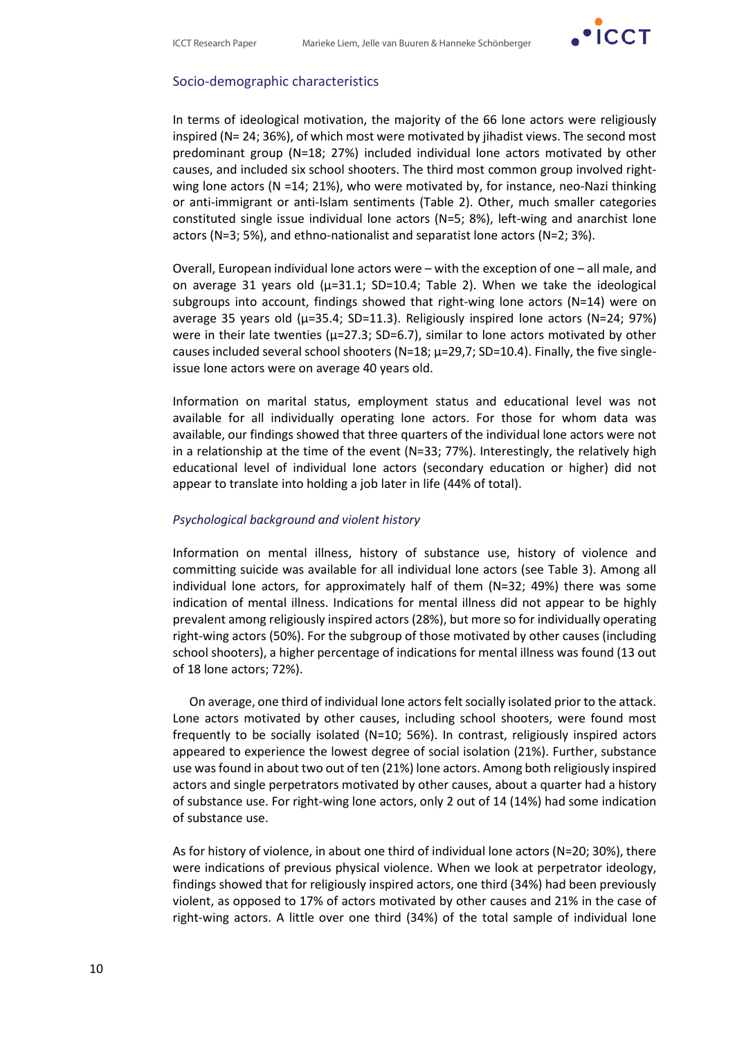## Socio-demographic characteristics

In terms of ideological motivation, the majority of the 66 lone actors were religiously inspired (N= 24; 36%), of which most were motivated by jihadist views. The second most predominant group (N=18; 27%) included individual lone actors motivated by other causes, and included six school shooters. The third most common group involved right-wing lone actors (N =14; 21%), who were motivated by, for instance, neo-Nazi thinking or anti-immigrant or anti-Islam sentiments (Table 2). Other, much smaller categories constituted single issue individual lone actors (N=5; 8%), left-wing and anarchist lone actors (N=3; 5%), and ethno-nationalist and separatist lone actors (N=2; 3%).

Overall, European individual lone actors were – with the exception of one – all male, and on average 31 years old ($\mu$=31.1; SD=10.4; Table 2). When we take the ideological subgroups into account, findings showed that right-wing lone actors (N=14) were on average 35 years old ($\mu$=35.4; SD=11.3). Religiously inspired lone actors (N=24; 97%) were in their late twenties ($\mu$=27.3; SD=6.7), similar to lone actors motivated by other causes included several school shooters (N=18; $\mu$=29,7; SD=10.4). Finally, the five single-issue lone actors were on average 40 years old.

Information on marital status, employment status and educational level was not available for all individually operating lone actors. For those for whom data was available, our findings showed that three quarters of the individual lone actors were not in a relationship at the time of the event (N=33; 77%). Interestingly, the relatively high educational level of individual lone actors (secondary education or higher) did not appear to translate into holding a job later in life (44% of total).

### *Psychological background and violent history*

Information on mental illness, history of substance use, history of violence and committing suicide was available for all individual lone actors (see Table 3). Among all individual lone actors, for approximately half of them (N=32; 49%) there was some indication of mental illness. Indications for mental illness did not appear to be highly prevalent among religiously inspired actors (28%), but more so for individually operating right-wing actors (50%). For the subgroup of those motivated by other causes (including school shooters), a higher percentage of indications for mental illness was found (13 out of 18 lone actors; 72%).

On average, one third of individual lone actors felt socially isolated prior to the attack. Lone actors motivated by other causes, including school shooters, were found most frequently to be socially isolated (N=10; 56%). In contrast, religiously inspired actors appeared to experience the lowest degree of social isolation (21%). Further, substance use was found in about two out of ten (21%) lone actors. Among both religiously inspired actors and single perpetrators motivated by other causes, about a quarter had a history of substance use. For right-wing lone actors, only 2 out of 14 (14%) had some indication of substance use.

As for history of violence, in about one third of individual lone actors (N=20; 30%), there were indications of previous physical violence. When we look at perpetrator ideology, findings showed that for religiously inspired actors, one third (34%) had been previously violent, as opposed to 17% of actors motivated by other causes and 21% in the case of right-wing actors. A little over one third (34%) of the total sample of individual lone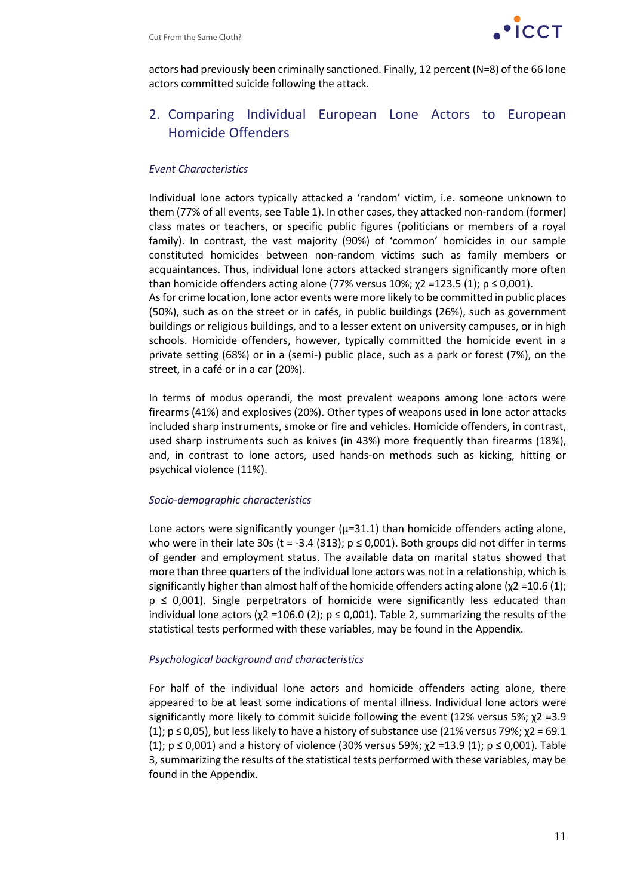actors had previously been criminally sanctioned. Finally, 12 percent (N=8) of the 66 lone actors committed suicide following the attack.

## 2. Comparing Individual European Lone Actors to European Homicide Offenders

*Event Characteristics*

Individual lone actors typically attacked a 'random' victim, i.e. someone unknown to them (77% of all events, see Table 1). In other cases, they attacked non-random (former) class mates or teachers, or specific public figures (politicians or members of a royal family). In contrast, the vast majority (90%) of 'common' homicides in our sample constituted homicides between non-random victims such as family members or acquaintances. Thus, individual lone actors attacked strangers significantly more often than homicide offenders acting alone (77% versus 10%; $\chi2 = 123.5$ (1); $p \leq 0{,}001$).
As for crime location, lone actor events were more likely to be committed in public places (50%), such as on the street or in cafés, in public buildings (26%), such as government buildings or religious buildings, and to a lesser extent on university campuses, or in high schools. Homicide offenders, however, typically committed the homicide event in a private setting (68%) or in a (semi-) public place, such as a park or forest (7%), on the street, in a café or in a car (20%).

In terms of modus operandi, the most prevalent weapons among lone actors were firearms (41%) and explosives (20%). Other types of weapons used in lone actor attacks included sharp instruments, smoke or fire and vehicles. Homicide offenders, in contrast, used sharp instruments such as knives (in 43%) more frequently than firearms (18%), and, in contrast to lone actors, used hands-on methods such as kicking, hitting or psychical violence (11%).

*Socio-demographic characteristics*

Lone actors were significantly younger ($\mu = 31.1$) than homicide offenders acting alone, who were in their late 30s ($t = -3.4$ (313); $p \leq 0{,}001$). Both groups did not differ in terms of gender and employment status. The available data on marital status showed that more than three quarters of the individual lone actors was not in a relationship, which is significantly higher than almost half of the homicide offenders acting alone ($\chi2 = 10.6$ (1); $p \leq 0{,}001$). Single perpetrators of homicide were significantly less educated than individual lone actors ($\chi2 = 106.0$ (2); $p \leq 0{,}001$). Table 2, summarizing the results of the statistical tests performed with these variables, may be found in the Appendix.

*Psychological background and characteristics*

For half of the individual lone actors and homicide offenders acting alone, there appeared to be at least some indications of mental illness. Individual lone actors were significantly more likely to commit suicide following the event (12% versus 5%; $\chi2 = 3.9$ (1); $p \leq 0{,}05$), but less likely to have a history of substance use (21% versus 79%; $\chi2 = 69.1$ (1); $p \leq 0{,}001$) and a history of violence (30% versus 59%; $\chi2 = 13.9$ (1); $p \leq 0{,}001$). Table 3, summarizing the results of the statistical tests performed with these variables, may be found in the Appendix.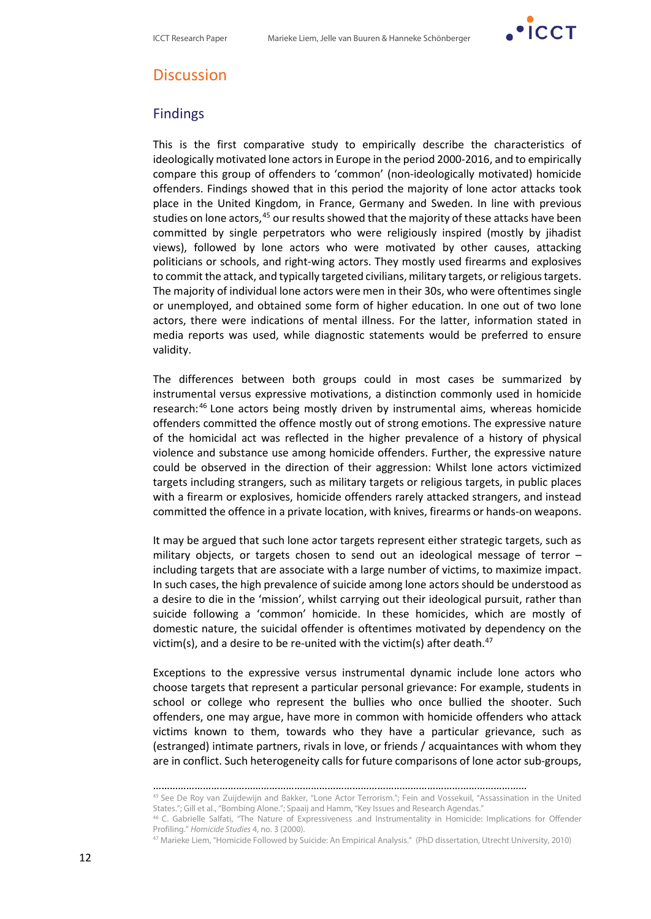# Discussion

## Findings

This is the first comparative study to empirically describe the characteristics of ideologically motivated lone actors in Europe in the period 2000-2016, and to empirically compare this group of offenders to 'common' (non-ideologically motivated) homicide offenders. Findings showed that in this period the majority of lone actor attacks took place in the United Kingdom, in France, Germany and Sweden. In line with previous studies on lone actors,[45] our results showed that the majority of these attacks have been committed by single perpetrators who were religiously inspired (mostly by jihadist views), followed by lone actors who were motivated by other causes, attacking politicians or schools, and right-wing actors. They mostly used firearms and explosives to commit the attack, and typically targeted civilians, military targets, or religious targets. The majority of individual lone actors were men in their 30s, who were oftentimes single or unemployed, and obtained some form of higher education. In one out of two lone actors, there were indications of mental illness. For the latter, information stated in media reports was used, while diagnostic statements would be preferred to ensure validity.

The differences between both groups could in most cases be summarized by instrumental versus expressive motivations, a distinction commonly used in homicide research:[46] Lone actors being mostly driven by instrumental aims, whereas homicide offenders committed the offence mostly out of strong emotions. The expressive nature of the homicidal act was reflected in the higher prevalence of a history of physical violence and substance use among homicide offenders. Further, the expressive nature could be observed in the direction of their aggression: Whilst lone actors victimized targets including strangers, such as military targets or religious targets, in public places with a firearm or explosives, homicide offenders rarely attacked strangers, and instead committed the offence in a private location, with knives, firearms or hands-on weapons.

It may be argued that such lone actor targets represent either strategic targets, such as military objects, or targets chosen to send out an ideological message of terror – including targets that are associate with a large number of victims, to maximize impact. In such cases, the high prevalence of suicide among lone actors should be understood as a desire to die in the 'mission', whilst carrying out their ideological pursuit, rather than suicide following a 'common' homicide. In these homicides, which are mostly of domestic nature, the suicidal offender is oftentimes motivated by dependency on the victim(s), and a desire to be re-united with the victim(s) after death.[47]

Exceptions to the expressive versus instrumental dynamic include lone actors who choose targets that represent a particular personal grievance: For example, students in school or college who represent the bullies who once bullied the shooter. Such offenders, one may argue, have more in common with homicide offenders who attack victims known to them, towards who they have a particular grievance, such as (estranged) intimate partners, rivals in love, or friends / acquaintances with whom they are in conflict. Such heterogeneity calls for future comparisons of lone actor sub-groups,

---

[45] See De Roy van Zuijdewijn and Bakker, "Lone Actor Terrorism."; Fein and Vossekuil, "Assassination in the United States."; Gill et al., "Bombing Alone."; Spaaij and Hamm, "Key Issues and Research Agendas."

[46] C. Gabrielle Salfati, "The Nature of Expressiveness .and Instrumentality in Homicide: Implications for Offender Profiling." *Homicide Studies* 4, no. 3 (2000).

[47] Marieke Liem, "Homicide Followed by Suicide: An Empirical Analysis." (PhD dissertation, Utrecht University, 2010)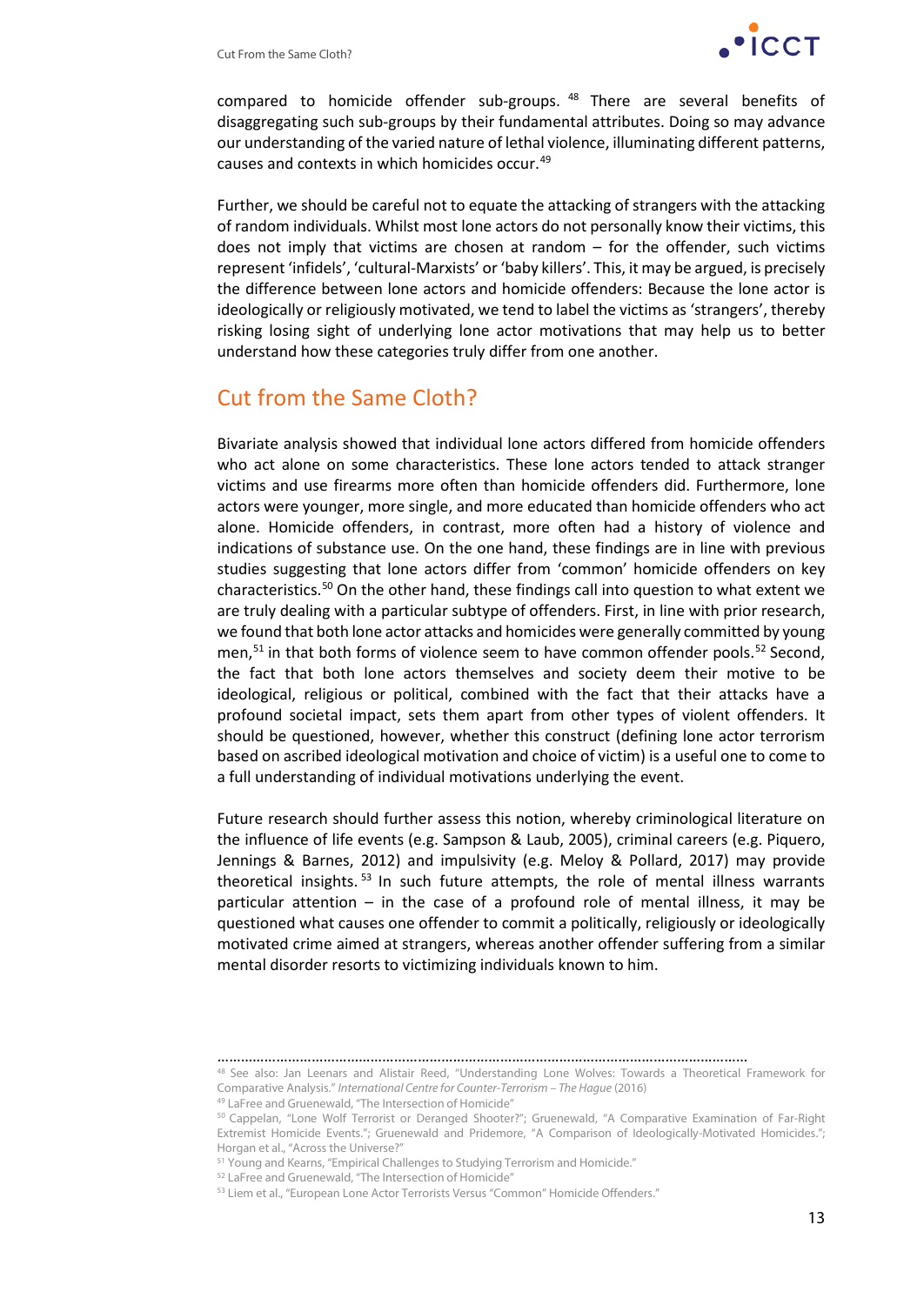compared to homicide offender sub-groups.[48] There are several benefits of disaggregating such sub-groups by their fundamental attributes. Doing so may advance our understanding of the varied nature of lethal violence, illuminating different patterns, causes and contexts in which homicides occur.[49]

Further, we should be careful not to equate the attacking of strangers with the attacking of random individuals. Whilst most lone actors do not personally know their victims, this does not imply that victims are chosen at random – for the offender, such victims represent 'infidels', 'cultural-Marxists' or 'baby killers'. This, it may be argued, is precisely the difference between lone actors and homicide offenders: Because the lone actor is ideologically or religiously motivated, we tend to label the victims as 'strangers', thereby risking losing sight of underlying lone actor motivations that may help us to better understand how these categories truly differ from one another.

## Cut from the Same Cloth?

Bivariate analysis showed that individual lone actors differed from homicide offenders who act alone on some characteristics. These lone actors tended to attack stranger victims and use firearms more often than homicide offenders did. Furthermore, lone actors were younger, more single, and more educated than homicide offenders who act alone. Homicide offenders, in contrast, more often had a history of violence and indications of substance use. On the one hand, these findings are in line with previous studies suggesting that lone actors differ from 'common' homicide offenders on key characteristics.[50] On the other hand, these findings call into question to what extent we are truly dealing with a particular subtype of offenders. First, in line with prior research, we found that both lone actor attacks and homicides were generally committed by young men,[51] in that both forms of violence seem to have common offender pools.[52] Second, the fact that both lone actors themselves and society deem their motive to be ideological, religious or political, combined with the fact that their attacks have a profound societal impact, sets them apart from other types of violent offenders. It should be questioned, however, whether this construct (defining lone actor terrorism based on ascribed ideological motivation and choice of victim) is a useful one to come to a full understanding of individual motivations underlying the event.

Future research should further assess this notion, whereby criminological literature on the influence of life events (e.g. Sampson & Laub, 2005), criminal careers (e.g. Piquero, Jennings & Barnes, 2012) and impulsivity (e.g. Meloy & Pollard, 2017) may provide theoretical insights.[53] In such future attempts, the role of mental illness warrants particular attention – in the case of a profound role of mental illness, it may be questioned what causes one offender to commit a politically, religiously or ideologically motivated crime aimed at strangers, whereas another offender suffering from a similar mental disorder resorts to victimizing individuals known to him.

---

[48] See also: Jan Leenars and Alistair Reed, "Understanding Lone Wolves: Towards a Theoretical Framework for Comparative Analysis." *International Centre for Counter-Terrorism – The Hague* (2016)

[49] LaFree and Gruenewald, "The Intersection of Homicide"

[50] Cappelan, "Lone Wolf Terrorist or Deranged Shooter?"; Gruenewald, "A Comparative Examination of Far-Right Extremist Homicide Events."; Gruenewald and Pridemore, "A Comparison of Ideologically-Motivated Homicides."; Horgan et al., "Across the Universe?"

[51] Young and Kearns, "Empirical Challenges to Studying Terrorism and Homicide."

[52] LaFree and Gruenewald, "The Intersection of Homicide"

[53] Liem et al., "European Lone Actor Terrorists Versus "Common" Homicide Offenders."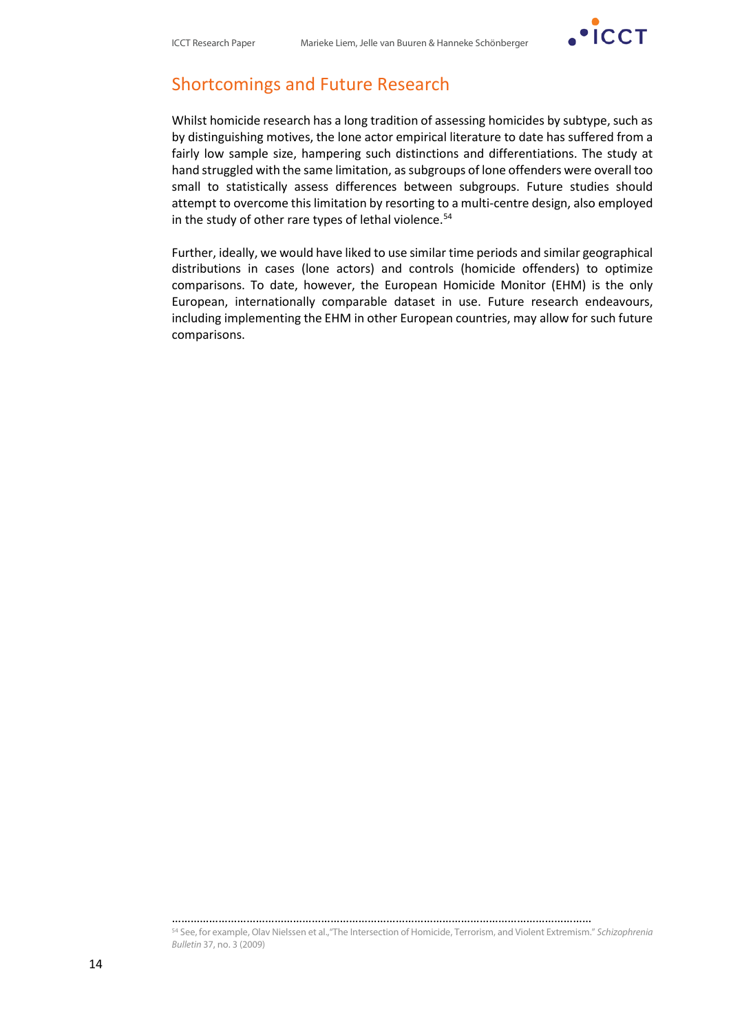## Shortcomings and Future Research

Whilst homicide research has a long tradition of assessing homicides by subtype, such as by distinguishing motives, the lone actor empirical literature to date has suffered from a fairly low sample size, hampering such distinctions and differentiations. The study at hand struggled with the same limitation, as subgroups of lone offenders were overall too small to statistically assess differences between subgroups. Future studies should attempt to overcome this limitation by resorting to a multi-centre design, also employed in the study of other rare types of lethal violence.[54]

Further, ideally, we would have liked to use similar time periods and similar geographical distributions in cases (lone actors) and controls (homicide offenders) to optimize comparisons. To date, however, the European Homicide Monitor (EHM) is the only European, internationally comparable dataset in use. Future research endeavours, including implementing the EHM in other European countries, may allow for such future comparisons.

---

[54] See, for example, Olav Nielssen et al.,"The Intersection of Homicide, Terrorism, and Violent Extremism." *Schizophrenia Bulletin* 37, no. 3 (2009)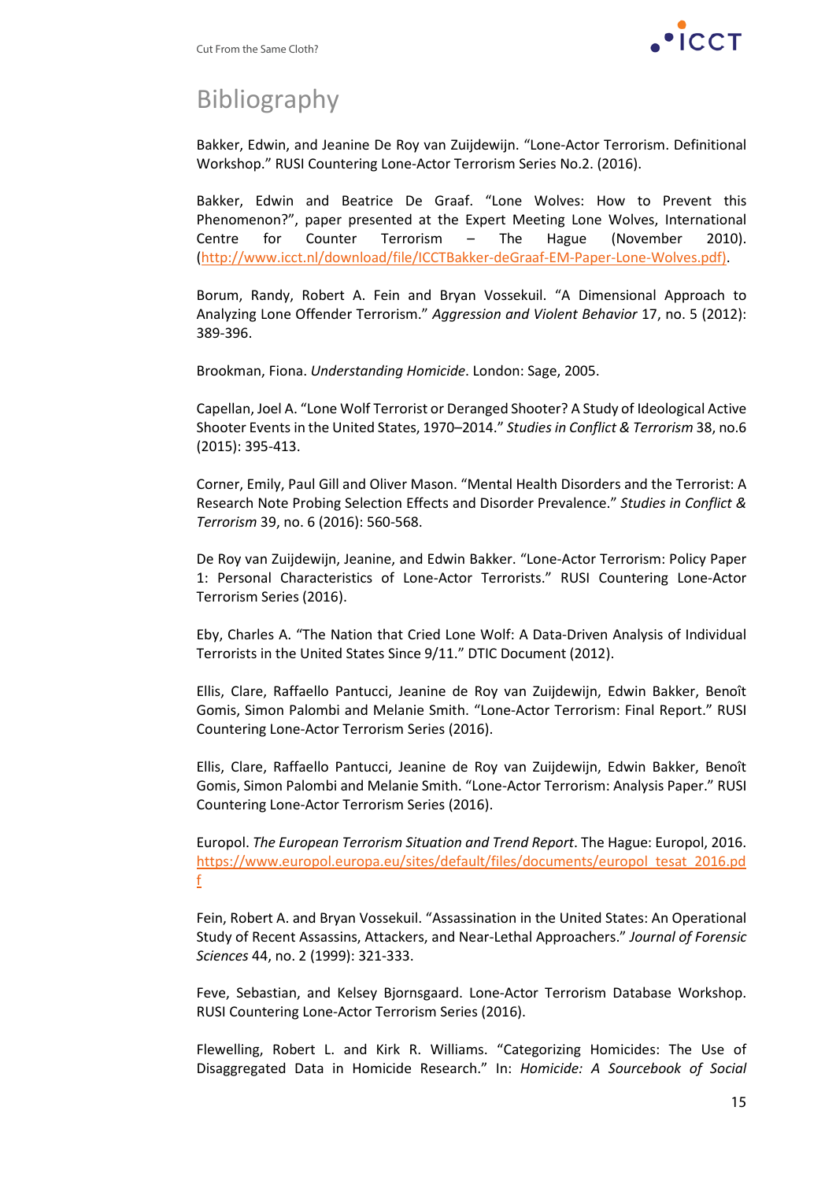# Bibliography

Bakker, Edwin, and Jeanine De Roy van Zuijdewijn. "Lone-Actor Terrorism. Definitional Workshop." RUSI Countering Lone-Actor Terrorism Series No.2. (2016).

Bakker, Edwin and Beatrice De Graaf. "Lone Wolves: How to Prevent this Phenomenon?", paper presented at the Expert Meeting Lone Wolves, International Centre for Counter Terrorism – The Hague (November 2010). (http://www.icct.nl/download/file/ICCTBakker-deGraaf-EM-Paper-Lone-Wolves.pdf).

Borum, Randy, Robert A. Fein and Bryan Vossekuil. "A Dimensional Approach to Analyzing Lone Offender Terrorism." *Aggression and Violent Behavior* 17, no. 5 (2012): 389-396.

Brookman, Fiona. *Understanding Homicide*. London: Sage, 2005.

Capellan, Joel A. "Lone Wolf Terrorist or Deranged Shooter? A Study of Ideological Active Shooter Events in the United States, 1970–2014." *Studies in Conflict & Terrorism* 38, no.6 (2015): 395-413.

Corner, Emily, Paul Gill and Oliver Mason. "Mental Health Disorders and the Terrorist: A Research Note Probing Selection Effects and Disorder Prevalence." *Studies in Conflict & Terrorism* 39, no. 6 (2016): 560-568.

De Roy van Zuijdewijn, Jeanine, and Edwin Bakker. "Lone-Actor Terrorism: Policy Paper 1: Personal Characteristics of Lone-Actor Terrorists." RUSI Countering Lone-Actor Terrorism Series (2016).

Eby, Charles A. "The Nation that Cried Lone Wolf: A Data-Driven Analysis of Individual Terrorists in the United States Since 9/11." DTIC Document (2012).

Ellis, Clare, Raffaello Pantucci, Jeanine de Roy van Zuijdewijn, Edwin Bakker, Benoît Gomis, Simon Palombi and Melanie Smith. "Lone-Actor Terrorism: Final Report." RUSI Countering Lone-Actor Terrorism Series (2016).

Ellis, Clare, Raffaello Pantucci, Jeanine de Roy van Zuijdewijn, Edwin Bakker, Benoît Gomis, Simon Palombi and Melanie Smith. "Lone-Actor Terrorism: Analysis Paper." RUSI Countering Lone-Actor Terrorism Series (2016).

Europol. *The European Terrorism Situation and Trend Report*. The Hague: Europol, 2016. https://www.europol.europa.eu/sites/default/files/documents/europol_tesat_2016.pdf

Fein, Robert A. and Bryan Vossekuil. "Assassination in the United States: An Operational Study of Recent Assassins, Attackers, and Near-Lethal Approachers." *Journal of Forensic Sciences* 44, no. 2 (1999): 321-333.

Feve, Sebastian, and Kelsey Bjornsgaard. Lone-Actor Terrorism Database Workshop. RUSI Countering Lone-Actor Terrorism Series (2016).

Flewelling, Robert L. and Kirk R. Williams. "Categorizing Homicides: The Use of Disaggregated Data in Homicide Research." In: *Homicide: A Sourcebook of Social*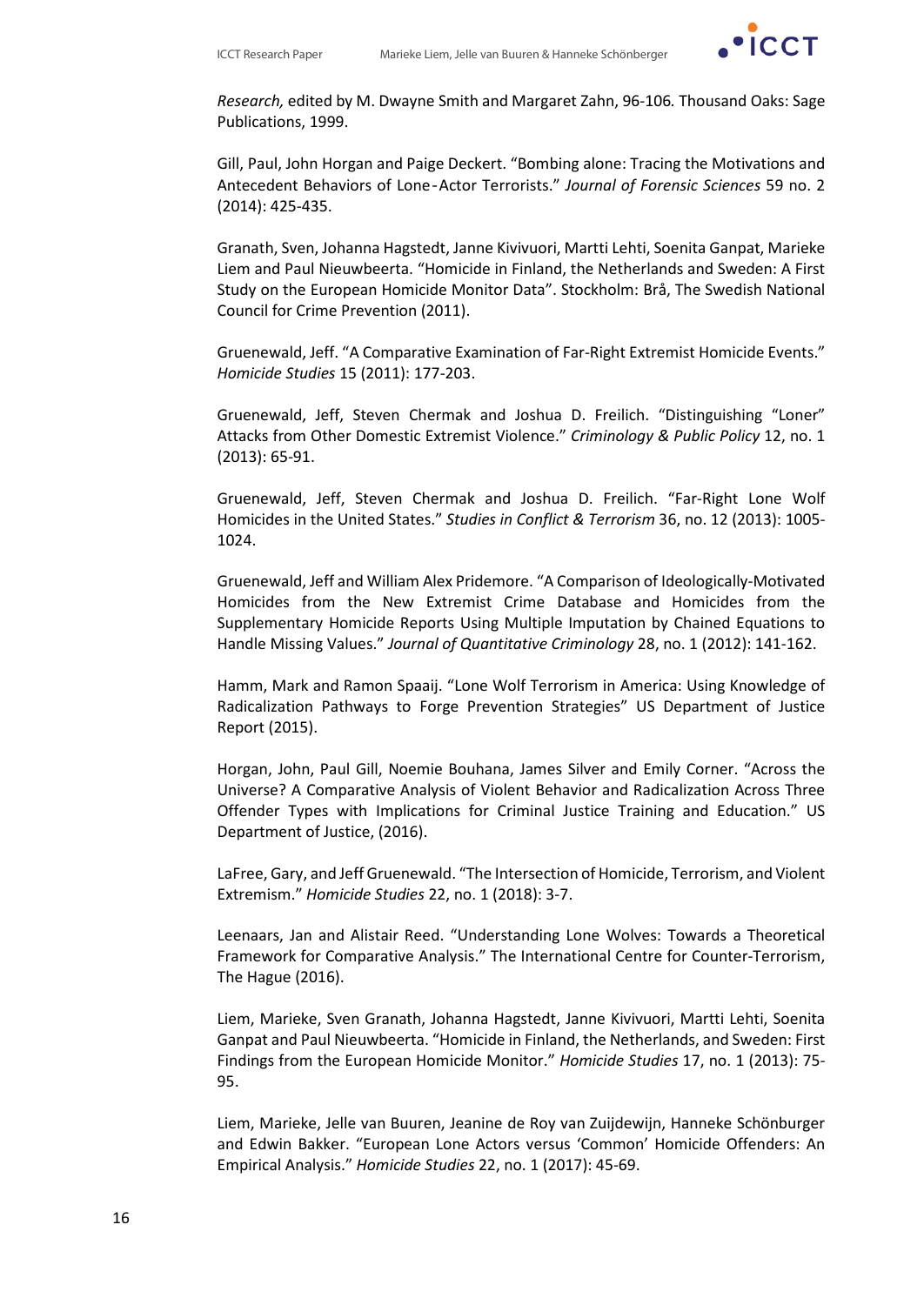*Research,* edited by M. Dwayne Smith and Margaret Zahn, 96-106*.* Thousand Oaks: Sage Publications, 1999.

Gill, Paul, John Horgan and Paige Deckert. “Bombing alone: Tracing the Motivations and Antecedent Behaviors of Lone‐Actor Terrorists.” *Journal of Forensic Sciences* 59 no. 2 (2014): 425-435.

Granath, Sven, Johanna Hagstedt, Janne Kivivuori, Martti Lehti, Soenita Ganpat, Marieke Liem and Paul Nieuwbeerta. “Homicide in Finland, the Netherlands and Sweden: A First Study on the European Homicide Monitor Data”. Stockholm: Brå, The Swedish National Council for Crime Prevention (2011).

Gruenewald, Jeff. “A Comparative Examination of Far-Right Extremist Homicide Events.” *Homicide Studies* 15 (2011): 177-203.

Gruenewald, Jeff, Steven Chermak and Joshua D. Freilich. “Distinguishing “Loner” Attacks from Other Domestic Extremist Violence.” *Criminology & Public Policy* 12, no. 1 (2013): 65-91.

Gruenewald, Jeff, Steven Chermak and Joshua D. Freilich. “Far-Right Lone Wolf Homicides in the United States.” *Studies in Conflict & Terrorism* 36, no. 12 (2013): 1005-1024.

Gruenewald, Jeff and William Alex Pridemore. “A Comparison of Ideologically-Motivated Homicides from the New Extremist Crime Database and Homicides from the Supplementary Homicide Reports Using Multiple Imputation by Chained Equations to Handle Missing Values.” *Journal of Quantitative Criminology* 28, no. 1 (2012): 141-162.

Hamm, Mark and Ramon Spaaij. “Lone Wolf Terrorism in America: Using Knowledge of Radicalization Pathways to Forge Prevention Strategies” US Department of Justice Report (2015).

Horgan, John, Paul Gill, Noemie Bouhana, James Silver and Emily Corner. “Across the Universe? A Comparative Analysis of Violent Behavior and Radicalization Across Three Offender Types with Implications for Criminal Justice Training and Education.” US Department of Justice, (2016).

LaFree, Gary, and Jeff Gruenewald. “The Intersection of Homicide, Terrorism, and Violent Extremism.” *Homicide Studies* 22, no. 1 (2018): 3-7.

Leenaars, Jan and Alistair Reed. “Understanding Lone Wolves: Towards a Theoretical Framework for Comparative Analysis.” The International Centre for Counter-Terrorism, The Hague (2016).

Liem, Marieke, Sven Granath, Johanna Hagstedt, Janne Kivivuori, Martti Lehti, Soenita Ganpat and Paul Nieuwbeerta. “Homicide in Finland, the Netherlands, and Sweden: First Findings from the European Homicide Monitor.” *Homicide Studies* 17, no. 1 (2013): 75-95.

Liem, Marieke, Jelle van Buuren, Jeanine de Roy van Zuijdewijn, Hanneke Schönburger and Edwin Bakker. “European Lone Actors versus ‘Common’ Homicide Offenders: An Empirical Analysis.” *Homicide Studies* 22, no. 1 (2017): 45-69.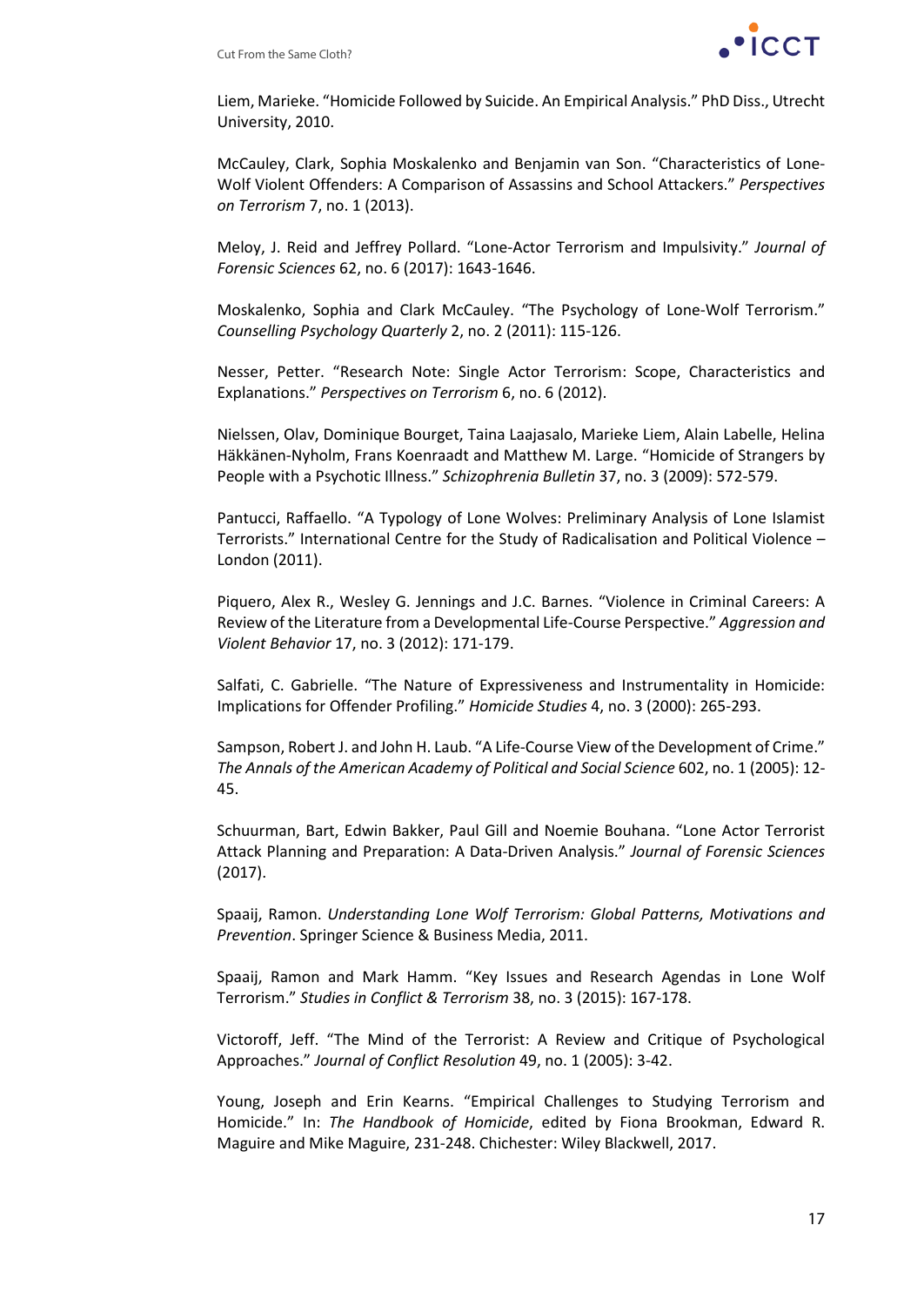Liem, Marieke. “Homicide Followed by Suicide. An Empirical Analysis.” PhD Diss., Utrecht University, 2010.

McCauley, Clark, Sophia Moskalenko and Benjamin van Son. “Characteristics of Lone-Wolf Violent Offenders: A Comparison of Assassins and School Attackers.” *Perspectives on Terrorism* 7, no. 1 (2013).

Meloy, J. Reid and Jeffrey Pollard. “Lone-Actor Terrorism and Impulsivity.” *Journal of Forensic Sciences* 62, no. 6 (2017): 1643-1646.

Moskalenko, Sophia and Clark McCauley. “The Psychology of Lone-Wolf Terrorism.” *Counselling Psychology Quarterly* 2, no. 2 (2011): 115-126.

Nesser, Petter. “Research Note: Single Actor Terrorism: Scope, Characteristics and Explanations.” *Perspectives on Terrorism* 6, no. 6 (2012).

Nielssen, Olav, Dominique Bourget, Taina Laajasalo, Marieke Liem, Alain Labelle, Helina Häkkänen-Nyholm, Frans Koenraadt and Matthew M. Large. “Homicide of Strangers by People with a Psychotic Illness.” *Schizophrenia Bulletin* 37, no. 3 (2009): 572-579.

Pantucci, Raffaello. “A Typology of Lone Wolves: Preliminary Analysis of Lone Islamist Terrorists.” International Centre for the Study of Radicalisation and Political Violence – London (2011).

Piquero, Alex R., Wesley G. Jennings and J.C. Barnes. “Violence in Criminal Careers: A Review of the Literature from a Developmental Life-Course Perspective.” *Aggression and Violent Behavior* 17, no. 3 (2012): 171-179.

Salfati, C. Gabrielle. “The Nature of Expressiveness and Instrumentality in Homicide: Implications for Offender Profiling.” *Homicide Studies* 4, no. 3 (2000): 265-293.

Sampson, Robert J. and John H. Laub. “A Life-Course View of the Development of Crime.” *The Annals of the American Academy of Political and Social Science* 602, no. 1 (2005): 12-45.

Schuurman, Bart, Edwin Bakker, Paul Gill and Noemie Bouhana. “Lone Actor Terrorist Attack Planning and Preparation: A Data-Driven Analysis.” *Journal of Forensic Sciences* (2017).

Spaaij, Ramon. *Understanding Lone Wolf Terrorism: Global Patterns, Motivations and Prevention*. Springer Science & Business Media, 2011.

Spaaij, Ramon and Mark Hamm. “Key Issues and Research Agendas in Lone Wolf Terrorism.” *Studies in Conflict & Terrorism* 38, no. 3 (2015): 167-178.

Victoroff, Jeff. “The Mind of the Terrorist: A Review and Critique of Psychological Approaches.” *Journal of Conflict Resolution* 49, no. 1 (2005): 3-42.

Young, Joseph and Erin Kearns. “Empirical Challenges to Studying Terrorism and Homicide.” In: *The Handbook of Homicide*, edited by Fiona Brookman, Edward R. Maguire and Mike Maguire, 231-248. Chichester: Wiley Blackwell, 2017.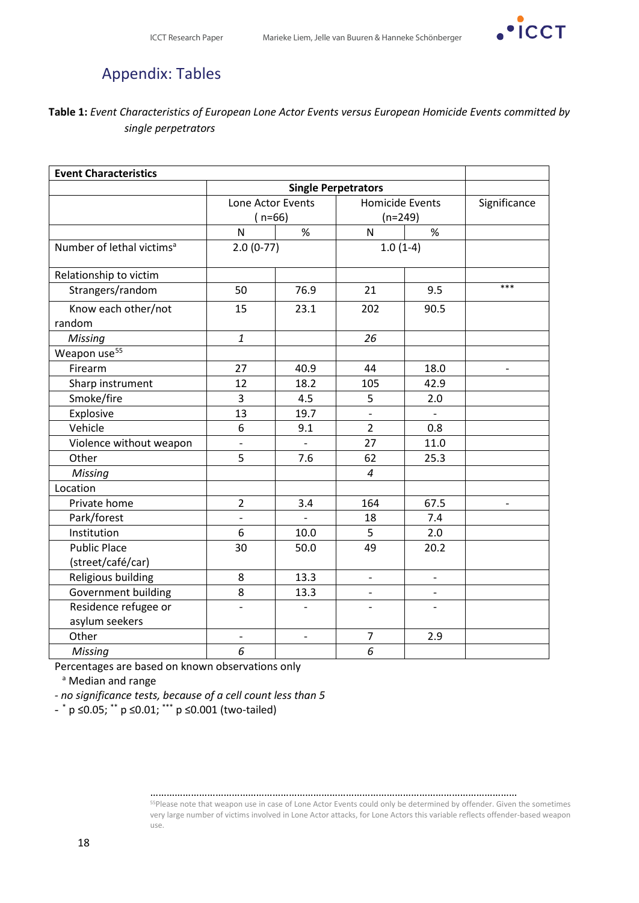## Appendix: Tables

**Table 1:** *Event Characteristics of European Lone Actor Events versus European Homicide Events committed by single perpetrators*

| **Event Characteristics** | | | | | |
|---|---|---|---|---|---|
| | **Single Perpetrators** | | | | |
| | Lone Actor Events (n=66) | | Homicide Events (n=249) | | Significance |
| | N | % | N | % | |
| Number of lethal victims[a] | 2.0 (0-77) | | 1.0 (1-4) | | |
| Relationship to victim | | | | | |
| Strangers/random | 50 | 76.9 | 21 | 9.5 | *** |
| Know each other/not random | 15 | 23.1 | 202 | 90.5 | |
| *Missing* | *1* | | *26* | | |
| Weapon use[55] | | | | | |
| Firearm | 27 | 40.9 | 44 | 18.0 | - |
| Sharp instrument | 12 | 18.2 | 105 | 42.9 | |
| Smoke/fire | 3 | 4.5 | 5 | 2.0 | |
| Explosive | 13 | 19.7 | - | - | |
| Vehicle | 6 | 9.1 | 2 | 0.8 | |
| Violence without weapon | - | - | 27 | 11.0 | |
| Other | 5 | 7.6 | 62 | 25.3 | |
| *Missing* | | | *4* | | |
| Location | | | | | |
| Private home | 2 | 3.4 | 164 | 67.5 | - |
| Park/forest | - | - | 18 | 7.4 | |
| Institution | 6 | 10.0 | 5 | 2.0 | |
| Public Place (street/café/car) | 30 | 50.0 | 49 | 20.2 | |
| Religious building | 8 | 13.3 | - | - | |
| Government building | 8 | 13.3 | - | - | |
| Residence refugee or asylum seekers | - | - | - | - | |
| Other | - | - | 7 | 2.9 | |
| *Missing* | *6* | | *6* | | |

Percentages are based on known observations only

[a] Median and range

*- no significance tests, because of a cell count less than 5*

- * p ≤0.05; ** p ≤0.01; *** p ≤0.001 (two-tailed)

[55] Please note that weapon use in case of Lone Actor Events could only be determined by offender. Given the sometimes very large number of victims involved in Lone Actor attacks, for Lone Actors this variable reflects offender-based weapon use.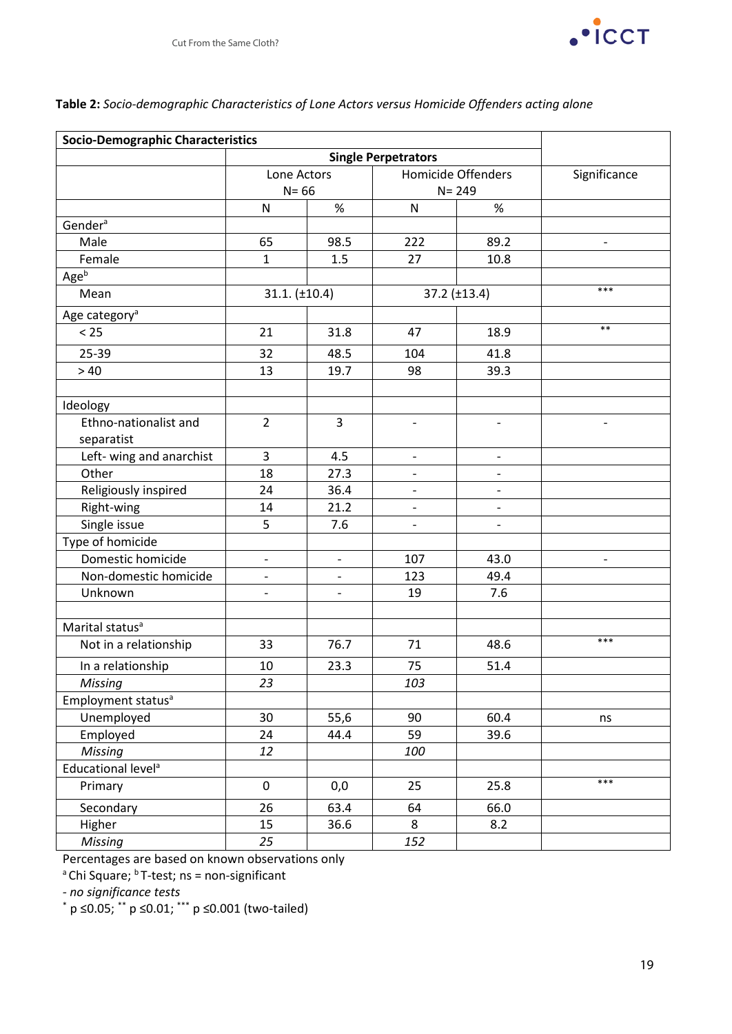**Table 2:** *Socio-demographic Characteristics of Lone Actors versus Homicide Offenders acting alone*

| Socio-Demographic Characteristics | | | | | |
|---|---|---|---|---|---|
| | Single Perpetrators | | | | |
| | Lone Actors N= 66 | | Homicide Offenders N= 249 | | Significance |
| | N | % | N | % | |
| Gender[a] | | | | | |
| Male | 65 | 98.5 | 222 | 89.2 | - |
| Female | 1 | 1.5 | 27 | 10.8 | |
| Age[b] | | | | | |
| Mean | 31.1. (±10.4) | | 37.2 (±13.4) | | *** |
| Age category[a] | | | | | |
| < 25 | 21 | 31.8 | 47 | 18.9 | ** |
| 25-39 | 32 | 48.5 | 104 | 41.8 | |
| > 40 | 13 | 19.7 | 98 | 39.3 | |
| | | | | | |
| Ideology | | | | | |
| Ethno-nationalist and separatist | 2 | 3 | - | - | - |
| Left- wing and anarchist | 3 | 4.5 | - | - | |
| Other | 18 | 27.3 | - | - | |
| Religiously inspired | 24 | 36.4 | - | - | |
| Right-wing | 14 | 21.2 | - | - | |
| Single issue | 5 | 7.6 | - | - | |
| Type of homicide | | | | | |
| Domestic homicide | - | - | 107 | 43.0 | - |
| Non-domestic homicide | - | - | 123 | 49.4 | |
| Unknown | - | - | 19 | 7.6 | |
| | | | | | |
| Marital status[a] | | | | | |
| Not in a relationship | 33 | 76.7 | 71 | 48.6 | *** |
| In a relationship | 10 | 23.3 | 75 | 51.4 | |
| *Missing* | *23* | | *103* | | |
| Employment status[a] | | | | | |
| Unemployed | 30 | 55,6 | 90 | 60.4 | ns |
| Employed | 24 | 44.4 | 59 | 39.6 | |
| *Missing* | *12* | | *100* | | |
| Educational level[a] | | | | | |
| Primary | 0 | 0,0 | 25 | 25.8 | *** |
| Secondary | 26 | 63.4 | 64 | 66.0 | |
| Higher | 15 | 36.6 | 8 | 8.2 | |
| *Missing* | *25* | | *152* | | |

Percentages are based on known observations only

[a] Chi Square; [b] T-test; ns = non-significant

*- no significance tests*

\* $p \leq 0.05$; \*\* $p \leq 0.01$; \*\*\* $p \leq 0.001$ (two-tailed)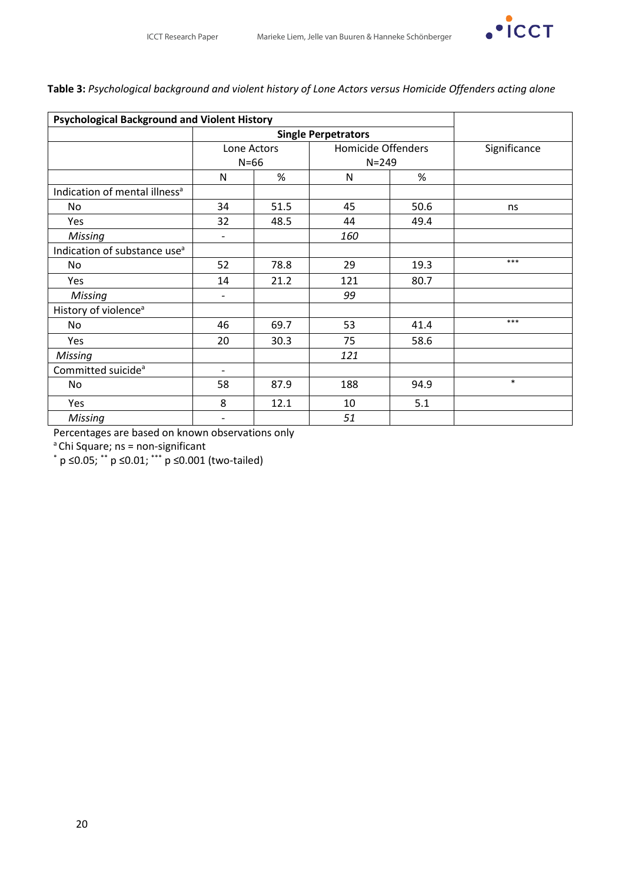**Table 3:** *Psychological background and violent history of Lone Actors versus Homicide Offenders acting alone*

| Psychological Background and Violent History | | | | | |
|---|---|---|---|---|---|
| | Single Perpetrators | | | | |
| | Lone Actors N=66 | | Homicide Offenders N=249 | | Significance |
| | N | % | N | % | |
| Indication of mental illness[a] | | | | | |
| No | 34 | 51.5 | 45 | 50.6 | ns |
| Yes | 32 | 48.5 | 44 | 49.4 | |
| *Missing* | - | | *160* | | |
| Indication of substance use[a] | | | | | |
| No | 52 | 78.8 | 29 | 19.3 | *** |
| Yes | 14 | 21.2 | 121 | 80.7 | |
| *Missing* | - | | *99* | | |
| History of violence[a] | | | | | |
| No | 46 | 69.7 | 53 | 41.4 | *** |
| Yes | 20 | 30.3 | 75 | 58.6 | |
| *Missing* | | | *121* | | |
| Committed suicide[a] | - | | | | |
| No | 58 | 87.9 | 188 | 94.9 | * |
| Yes | 8 | 12.1 | 10 | 5.1 | |
| *Missing* | - | | *51* | | |

Percentages are based on known observations only

[a] Chi Square; ns = non-significant

* p ≤0.05; ** p ≤0.01; *** p ≤0.001 (two-tailed)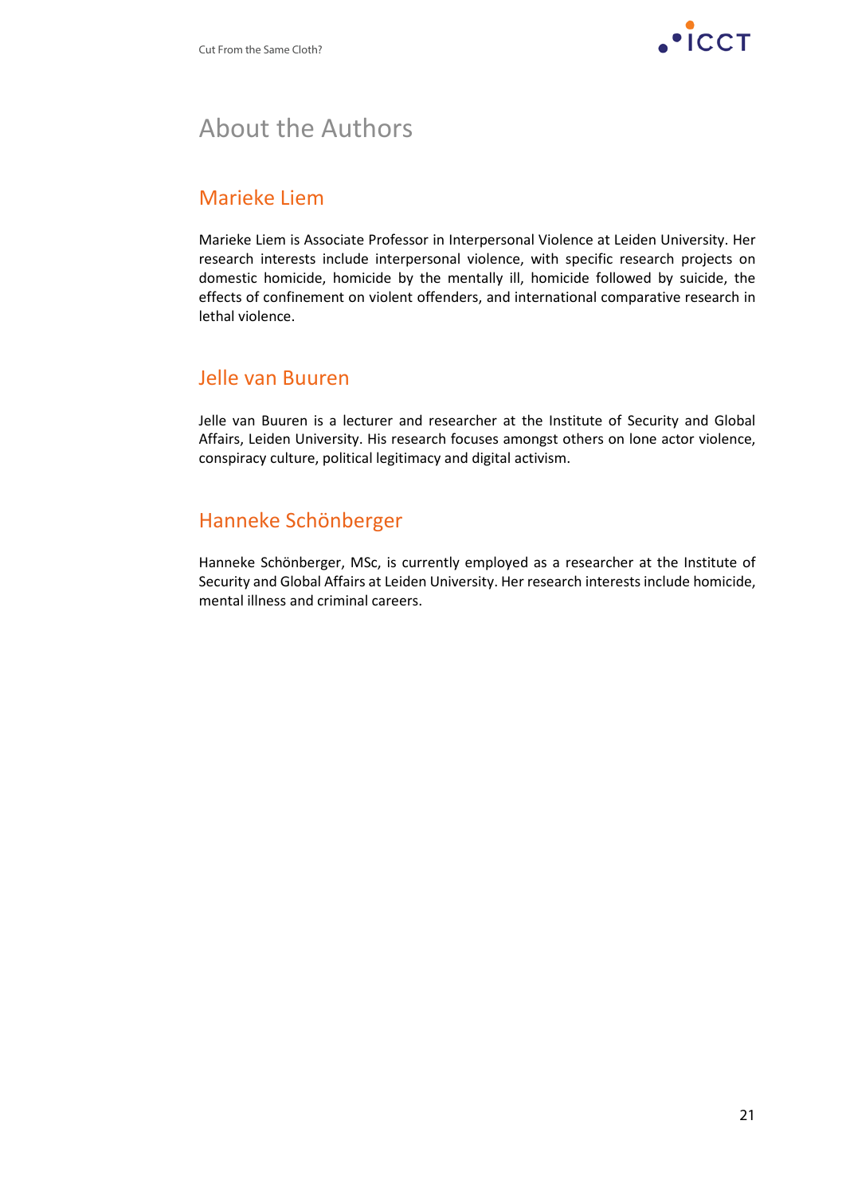# About the Authors

## Marieke Liem

Marieke Liem is Associate Professor in Interpersonal Violence at Leiden University. Her research interests include interpersonal violence, with specific research projects on domestic homicide, homicide by the mentally ill, homicide followed by suicide, the effects of confinement on violent offenders, and international comparative research in lethal violence.

## Jelle van Buuren

Jelle van Buuren is a lecturer and researcher at the Institute of Security and Global Affairs, Leiden University. His research focuses amongst others on lone actor violence, conspiracy culture, political legitimacy and digital activism.

## Hanneke Schönberger

Hanneke Schönberger, MSc, is currently employed as a researcher at the Institute of Security and Global Affairs at Leiden University. Her research interests include homicide, mental illness and criminal careers.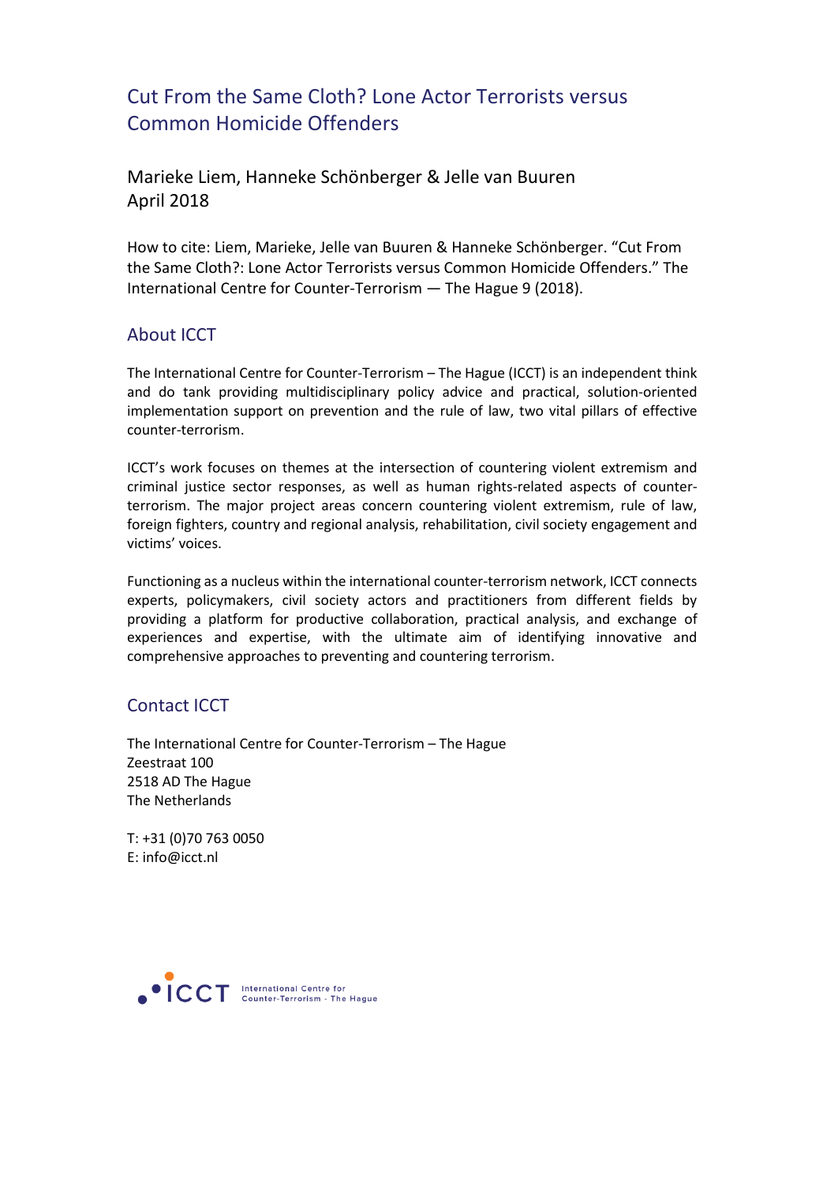# Cut From the Same Cloth? Lone Actor Terrorists versus Common Homicide Offenders

Marieke Liem, Hanneke Schönberger & Jelle van Buuren
April 2018

How to cite: Liem, Marieke, Jelle van Buuren & Hanneke Schönberger. "Cut From the Same Cloth?: Lone Actor Terrorists versus Common Homicide Offenders." The International Centre for Counter-Terrorism — The Hague 9 (2018).

## About ICCT

The International Centre for Counter-Terrorism – The Hague (ICCT) is an independent think and do tank providing multidisciplinary policy advice and practical, solution-oriented implementation support on prevention and the rule of law, two vital pillars of effective counter-terrorism.

ICCT's work focuses on themes at the intersection of countering violent extremism and criminal justice sector responses, as well as human rights-related aspects of counter-terrorism. The major project areas concern countering violent extremism, rule of law, foreign fighters, country and regional analysis, rehabilitation, civil society engagement and victims' voices.

Functioning as a nucleus within the international counter-terrorism network, ICCT connects experts, policymakers, civil society actors and practitioners from different fields by providing a platform for productive collaboration, practical analysis, and exchange of experiences and expertise, with the ultimate aim of identifying innovative and comprehensive approaches to preventing and countering terrorism.

## Contact ICCT

The International Centre for Counter-Terrorism – The Hague
Zeestraat 100
2518 AD The Hague
The Netherlands

T: +31 (0)70 763 0050
E: info@icct.nl

ICCT International Centre for Counter-Terrorism - The Hague